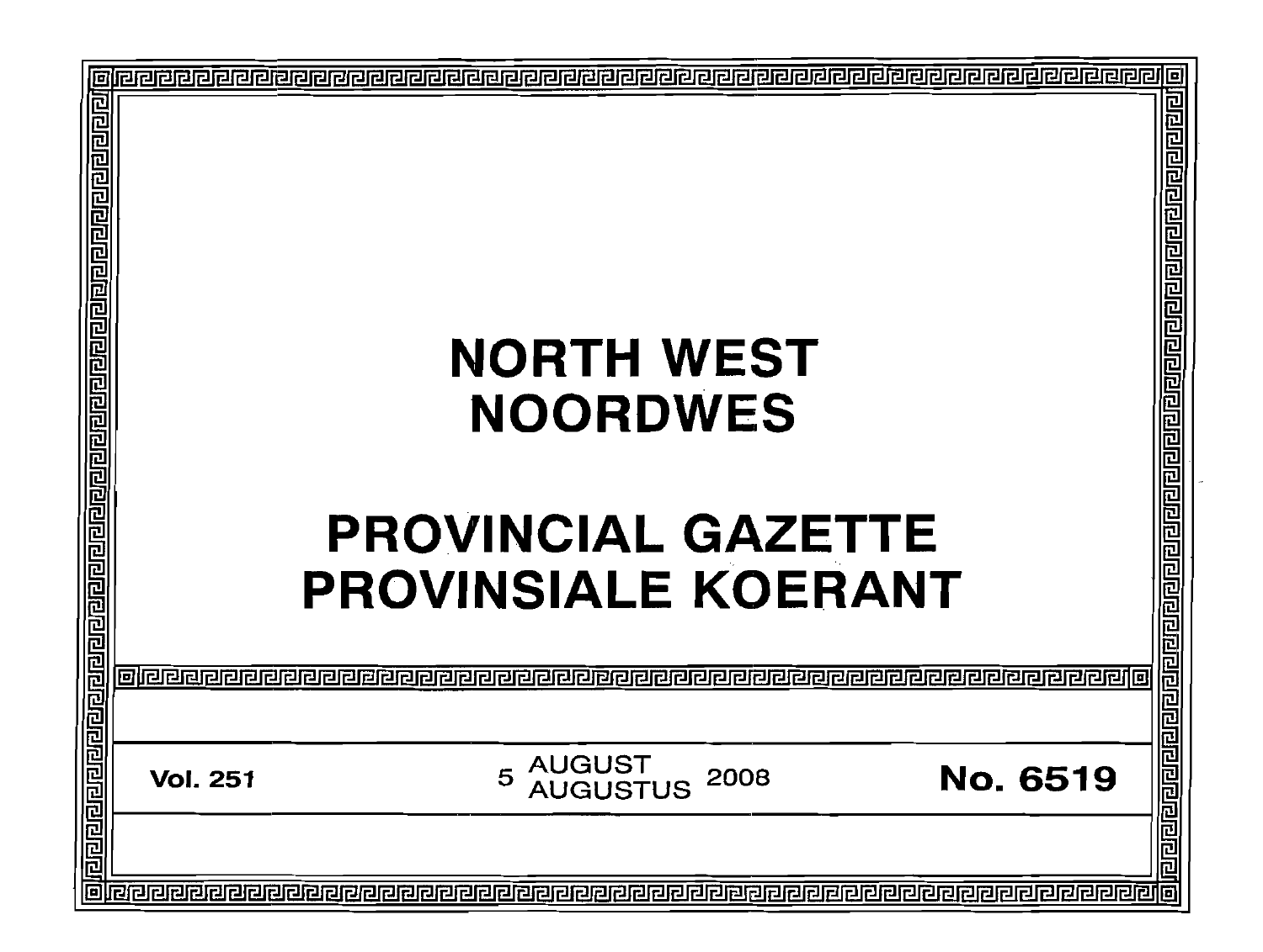# NORTH WEST
# NOORDWES

# PROVINCIAL GAZETTE
# PROVINSIALE KOERANT

**Vol. 251** | 5 AUGUST AUGUSTUS 2008 | **No. 6519**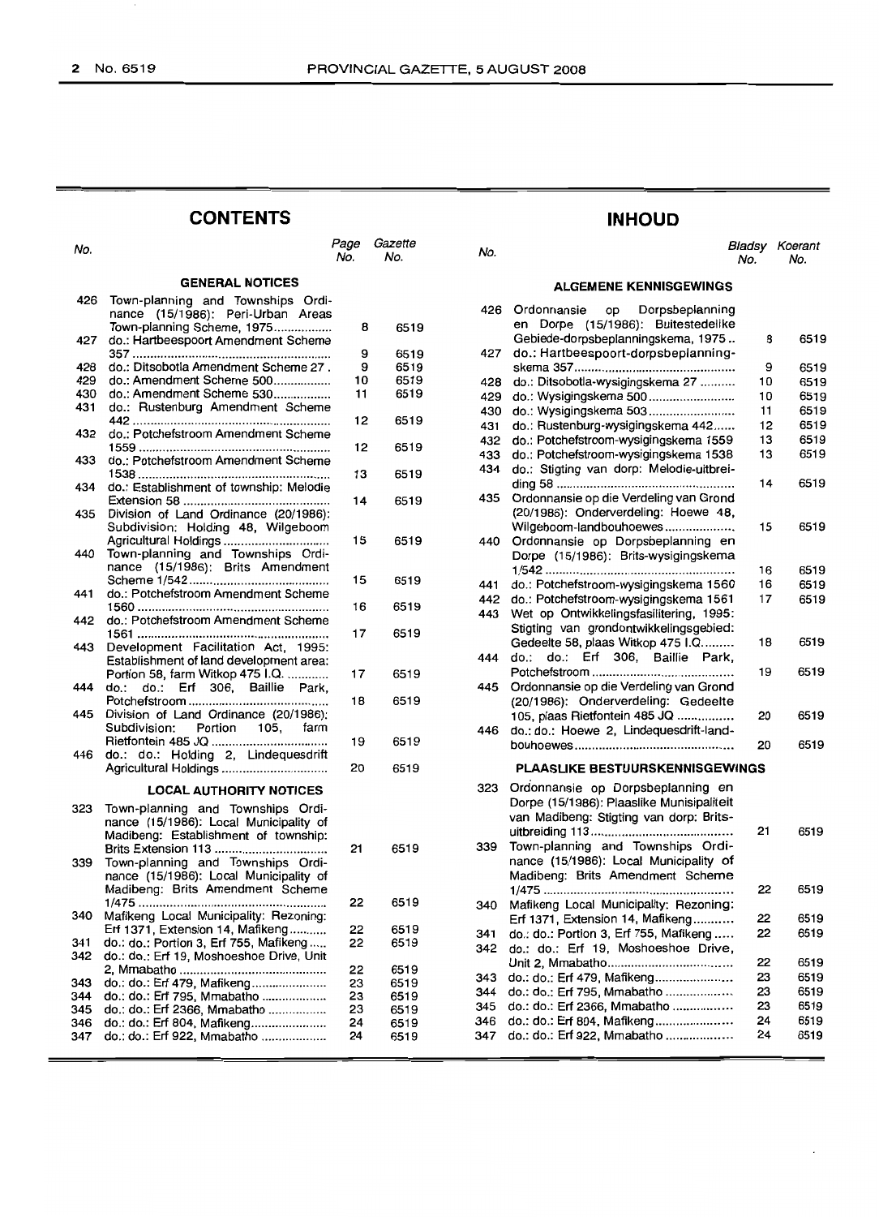## CONTENTS

| No. | | Page No. | Gazette No. |
|---|---|---|---|
| | **GENERAL NOTICES** | | |
| 426 | Town-planning and Townships Ordinance (15/1986): Peri-Urban Areas Town-planning Scheme, 1975 | 8 | 6519 |
| 427 | do.: Hartbeespoort Amendment Scheme 357 | 9 | 6519 |
| 428 | do.: Ditsobotla Amendment Scheme 27 | 9 | 6519 |
| 429 | do.: Amendment Scheme 500 | 10 | 6519 |
| 430 | do.: Amendment Scheme 530 | 11 | 6519 |
| 431 | do.: Rustenburg Amendment Scheme 442 | 12 | 6519 |
| 432 | do.: Potchefstroom Amendment Scheme 1559 | 12 | 6519 |
| 433 | do.: Potchefstroom Amendment Scheme 1538 | 13 | 6519 |
| 434 | do.: Establishment of township: Melodie Extension 58 | 14 | 6519 |
| 435 | Division of Land Ordinance (20/1986): Subdivision: Holding 48, Wilgeboom Agricultural Holdings | 15 | 6519 |
| 440 | Town-planning and Townships Ordinance (15/1986): Brits Amendment Scheme 1/542 | 15 | 6519 |
| 441 | do.: Potchefstroom Amendment Scheme 1560 | 16 | 6519 |
| 442 | do.: Potchefstroom Amendment Scheme 1561 | 17 | 6519 |
| 443 | Development Facilitation Act, 1995: Establishment of land development area: Portion 58, farm Witkop 475 I.Q. | 17 | 6519 |
| 444 | do.: do.: Erf 306, Baillie Park, Potchefstroom | 18 | 6519 |
| 445 | Division of Land Ordinance (20/1986): Subdivision: Portion 105, farm Rietfontein 485 JQ | 19 | 6519 |
| 446 | do.: do.: Holding 2, Lindequesdrift Agricultural Holdings | 20 | 6519 |
| | **LOCAL AUTHORITY NOTICES** | | |
| 323 | Town-planning and Townships Ordinance (15/1986): Local Municipality of Madibeng: Establishment of township: Brits Extension 113 | 21 | 6519 |
| 339 | Town-planning and Townships Ordinance (15/1986): Local Municipality of Madibeng: Brits Amendment Scheme 1/475 | 22 | 6519 |
| 340 | Mafikeng Local Municipality: Rezoning: Erf 1371, Extension 14, Mafikeng | 22 | 6519 |
| 341 | do.: do.: Portion 3, Erf 755, Mafikeng | 22 | 6519 |
| 342 | do.: do.: Erf 19, Moshoeshoe Drive, Unit 2, Mmabatho | 22 | 6519 |
| 343 | do.: do.: Erf 479, Mafikeng | 23 | 6519 |
| 344 | do.: do.: Erf 795, Mmabatho | 23 | 6519 |
| 345 | do.: do.: Erf 2366, Mmabatho | 23 | 6519 |
| 346 | do.: do.: Erf 804, Mafikeng | 24 | 6519 |
| 347 | do.: do.: Erf 922, Mmabatho | 24 | 6519 |

## INHOUD

| No. | | Bladsy No. | Koerant No. |
|---|---|---|---|
| | **ALGEMENE KENNISGEWINGS** | | |
| 426 | Ordonnansie op Dorpsbeplanning en Dorpe (15/1986): Buitestedelike Gebiede-dorpsbeplanningskema, 1975 | 8 | 6519 |
| 427 | do.: Hartbeespoort-dorpsbeplanningskema 357 | 9 | 6519 |
| 428 | do.: Ditsobotla-wysigingskema 27 | 10 | 6519 |
| 429 | do.: Wysigingskema 500 | 10 | 6519 |
| 430 | do.: Wysigingskema 503 | 11 | 6519 |
| 431 | do.: Rustenburg-wysigingskema 442 | 12 | 6519 |
| 432 | do.: Potchefstroom-wysigingskema 1559 | 13 | 6519 |
| 433 | do.: Potchefstroom-wysigingskema 1538 | 13 | 6519 |
| 434 | do.: Stigting van dorp: Melodie-uitbreiding 58 | 14 | 6519 |
| 435 | Ordonnansie op die Verdeling van Grond (20/1986): Onderverdeling: Hoewe 48, Wilgeboom-landbouhoewes | 15 | 6519 |
| 440 | Ordonnansie op Dorpsbeplanning en Dorpe (15/1986): Brits-wysigingskema 1/542 | 16 | 6519 |
| 441 | do.: Potchefstroom-wysigingskema 1560 | 16 | 6519 |
| 442 | do.: Potchefstroom-wysigingskema 1561 | 17 | 6519 |
| 443 | Wet op Ontwikkelingsfasilitering, 1995: Stigting van grondontwikkelingsgebied: Gedeelte 58, plaas Witkop 475 I.Q. | 18 | 6519 |
| 444 | do.: do.: Erf 306, Baillie Park, Potchefstroom | 19 | 6519 |
| 445 | Ordonnansie op die Verdeling van Grond (20/1986): Onderverdeling: Gedeelte 105, plaas Rietfontein 485 JQ | 20 | 6519 |
| 446 | do.: do.: Hoewe 2, Lindequesdrift-landbouhoewes | 20 | 6519 |
| | **PLAASLIKE BESTUURSKENNISGEWINGS** | | |
| 323 | Ordonnansie op Dorpsbeplanning en Dorpe (15/1986): Plaaslike Munisipaliteit van Madibeng: Stigting van dorp: Brits-uitbreiding 113 | 21 | 6519 |
| 339 | Town-planning and Townships Ordinance (15/1986): Local Municipality of Madibeng: Brits Amendment Scheme 1/475 | 22 | 6519 |
| 340 | Mafikeng Local Municipality: Rezoning: Erf 1371, Extension 14, Mafikeng | 22 | 6519 |
| 341 | do.: do.: Portion 3, Erf 755, Mafikeng | 22 | 6519 |
| 342 | do.: do.: Erf 19, Moshoeshoe Drive, Unit 2, Mmabatho | 22 | 6519 |
| 343 | do.: do.: Erf 479, Mafikeng | 23 | 6519 |
| 344 | do.: do.: Erf 795, Mmabatho | 23 | 6519 |
| 345 | do.: do.: Erf 2366, Mmabatho | 23 | 6519 |
| 346 | do.: do.: Erf 804, Mafikeng | 24 | 6519 |
| 347 | do.: do.: Erf 922, Mmabatho | 24 | 6519 |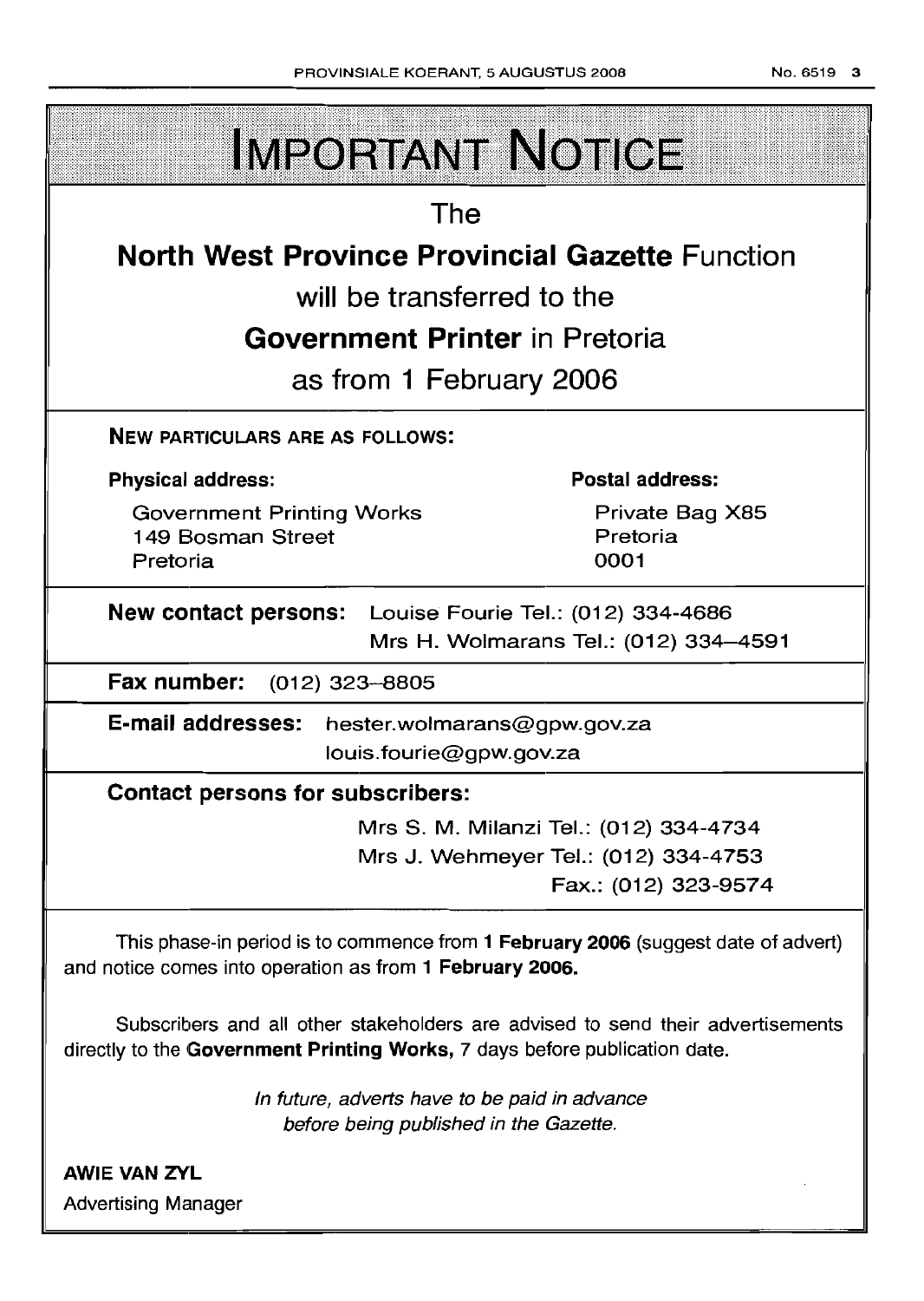# IMPORTANT NOTICE

The

**North West Province Provincial Gazette** Function

will be transferred to the

**Government Printer** in Pretoria

as from 1 February 2006

**NEW PARTICULARS ARE AS FOLLOWS:**

**Physical address:**

Government Printing Works
149 Bosman Street
Pretoria

**Postal address:**

Private Bag X85
Pretoria
0001

**New contact persons:** Louise Fourie Tel.: (012) 334-4686
Mrs H. Wolmarans Tel.: (012) 334–4591

**Fax number:** (012) 323–8805

**E-mail addresses:** hester.wolmarans@gpw.gov.za
louis.fourie@gpw.gov.za

**Contact persons for subscribers:**

Mrs S. M. Milanzi Tel.: (012) 334-4734
Mrs J. Wehmeyer Tel.: (012) 334-4753
Fax.: (012) 323-9574

This phase-in period is to commence from **1 February 2006** (suggest date of advert) and notice comes into operation as from **1 February 2006.**

Subscribers and all other stakeholders are advised to send their advertisements directly to the **Government Printing Works,** 7 days before publication date.

*In future, adverts have to be paid in advance before being published in the Gazette.*

**AWIE VAN ZYL**
Advertising Manager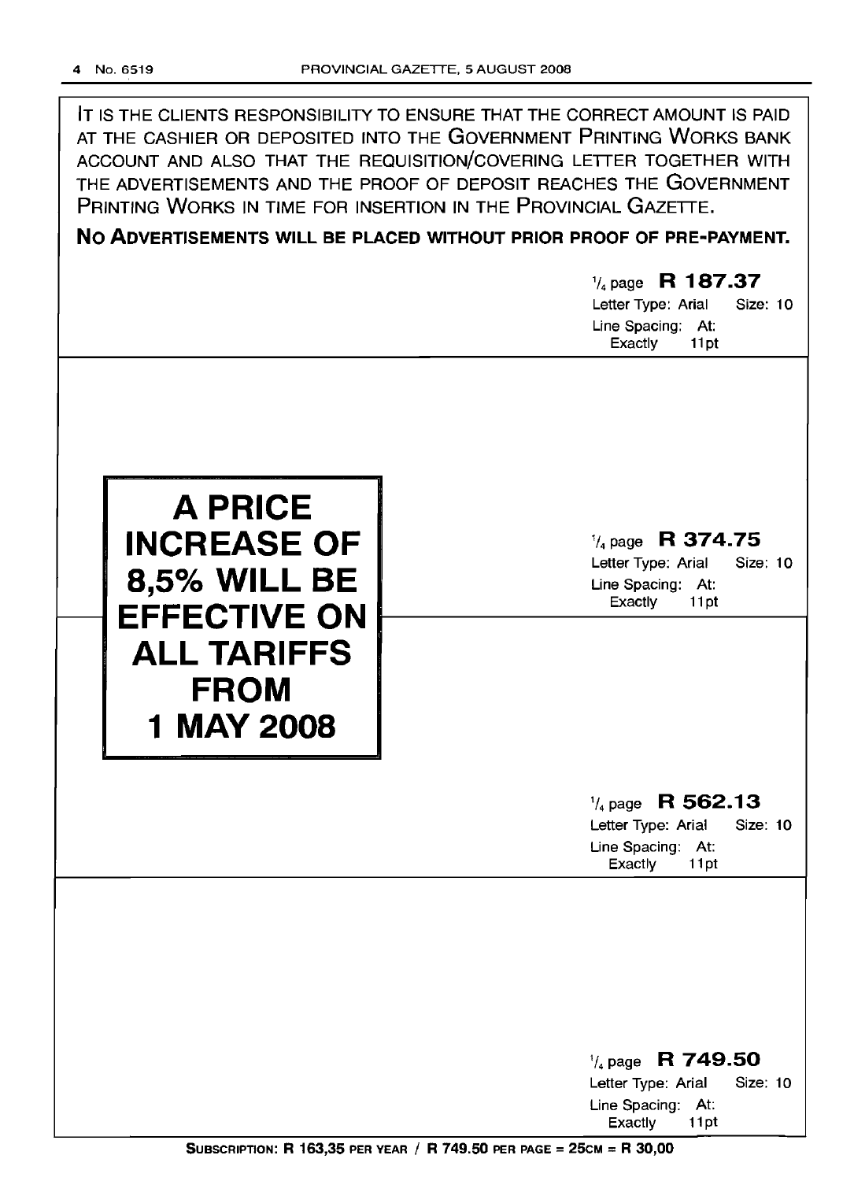IT IS THE CLIENTS RESPONSIBILITY TO ENSURE THAT THE CORRECT AMOUNT IS PAID AT THE CASHIER OR DEPOSITED INTO THE GOVERNMENT PRINTING WORKS BANK ACCOUNT AND ALSO THAT THE REQUISITION/COVERING LETTER TOGETHER WITH THE ADVERTISEMENTS AND THE PROOF OF DEPOSIT REACHES THE GOVERNMENT PRINTING WORKS IN TIME FOR INSERTION IN THE PROVINCIAL GAZETTE.

**NO ADVERTISEMENTS WILL BE PLACED WITHOUT PRIOR PROOF OF PRE-PAYMENT.**

¼ page **R 187.37**
Letter Type: Arial Size: 10
Line Spacing: At: Exactly 11pt

**A PRICE INCREASE OF 8,5% WILL BE EFFECTIVE ON ALL TARIFFS FROM 1 MAY 2008**

¼ page **R 374.75**
Letter Type: Arial Size: 10
Line Spacing: At: Exactly 11pt

¼ page **R 562.13**
Letter Type: Arial Size: 10
Line Spacing: At: Exactly 11pt

¼ page **R 749.50**
Letter Type: Arial Size: 10
Line Spacing: At: Exactly 11pt

**SUBSCRIPTION: R 163,35 PER YEAR / R 749.50 PER PAGE = 25CM = R 30,00**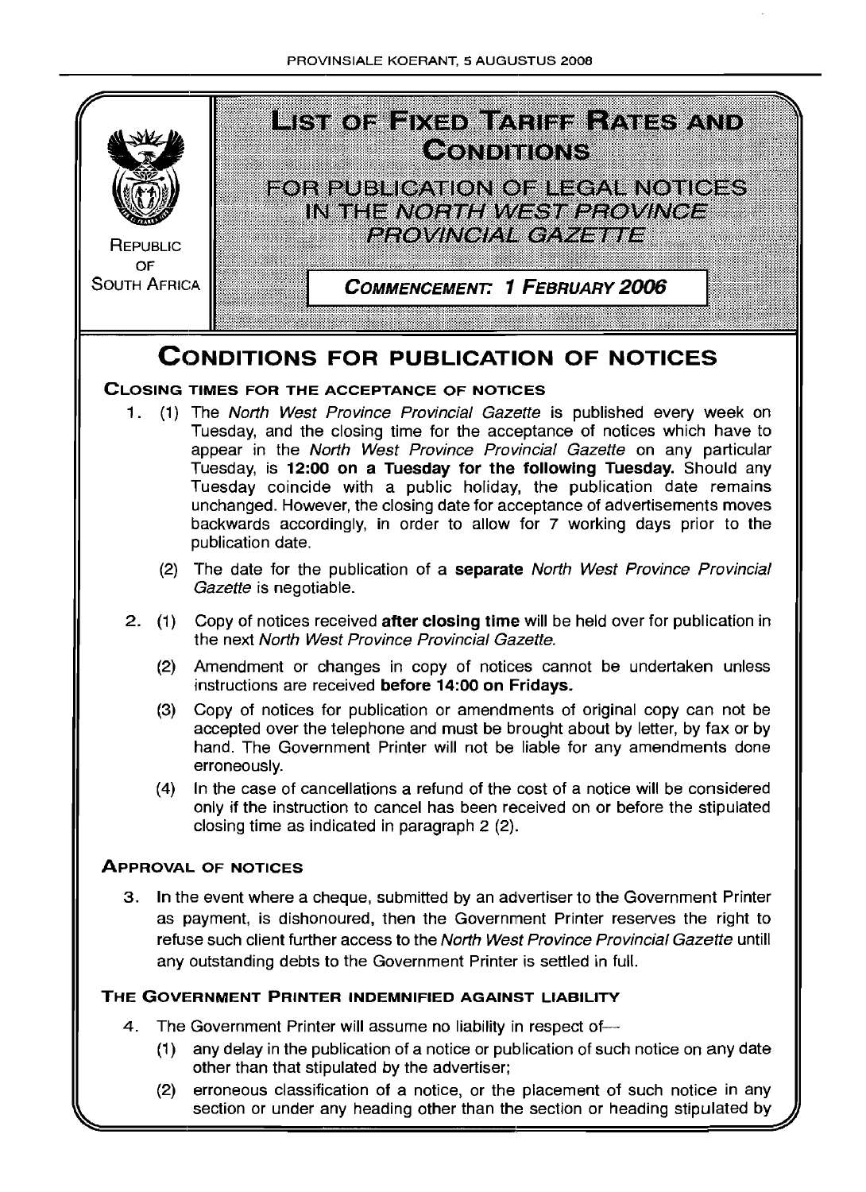REPUBLIC OF SOUTH AFRICA

# LIST OF FIXED TARIFF RATES AND CONDITIONS

## FOR PUBLICATION OF LEGAL NOTICES IN THE *NORTH WEST PROVINCE PROVINCIAL GAZETTE*

**COMMENCEMENT: 1 FEBRUARY 2006**

# CONDITIONS FOR PUBLICATION OF NOTICES

### CLOSING TIMES FOR THE ACCEPTANCE OF NOTICES

1. (1) The *North West Province Provincial Gazette* is published every week on Tuesday, and the closing time for the acceptance of notices which have to appear in the *North West Province Provincial Gazette* on any particular Tuesday, is **12:00 on a Tuesday for the following Tuesday.** Should any Tuesday coincide with a public holiday, the publication date remains unchanged. However, the closing date for acceptance of advertisements moves backwards accordingly, in order to allow for 7 working days prior to the publication date.

   (2) The date for the publication of a **separate** *North West Province Provincial Gazette* is negotiable.

2. (1) Copy of notices received **after closing time** will be held over for publication in the next *North West Province Provincial Gazette.*

   (2) Amendment or changes in copy of notices cannot be undertaken unless instructions are received **before 14:00 on Fridays.**

   (3) Copy of notices for publication or amendments of original copy can not be accepted over the telephone and must be brought about by letter, by fax or by hand. The Government Printer will not be liable for any amendments done erroneously.

   (4) In the case of cancellations a refund of the cost of a notice will be considered only if the instruction to cancel has been received on or before the stipulated closing time as indicated in paragraph 2 (2).

### APPROVAL OF NOTICES

3. In the event where a cheque, submitted by an advertiser to the Government Printer as payment, is dishonoured, then the Government Printer reserves the right to refuse such client further access to the *North West Province Provincial Gazette* untill any outstanding debts to the Government Printer is settled in full.

### THE GOVERNMENT PRINTER INDEMNIFIED AGAINST LIABILITY

4. The Government Printer will assume no liability in respect of—

   (1) any delay in the publication of a notice or publication of such notice on any date other than that stipulated by the advertiser;

   (2) erroneous classification of a notice, or the placement of such notice in any section or under any heading other than the section or heading stipulated by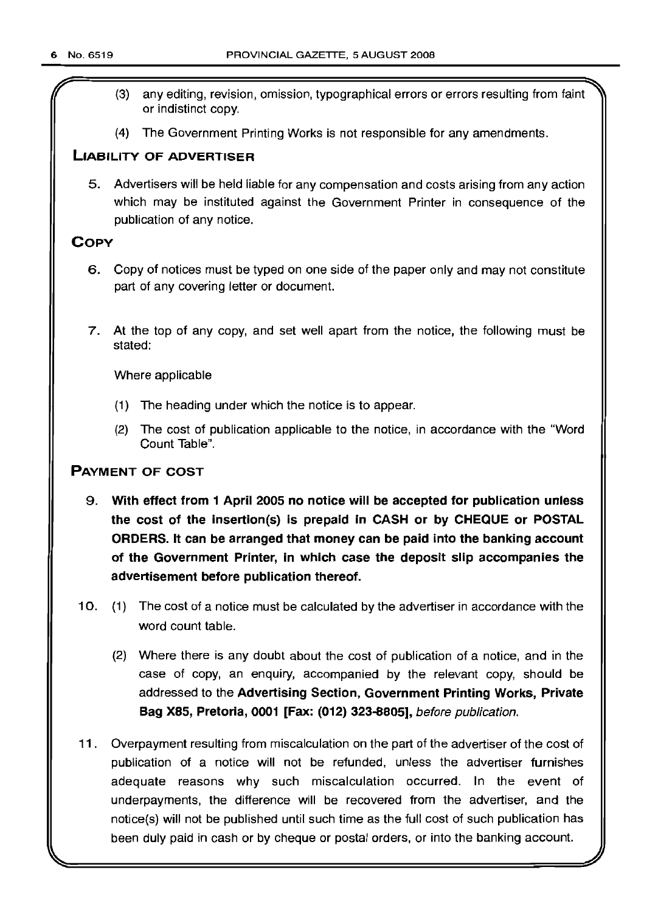(3) any editing, revision, omission, typographical errors or errors resulting from faint or indistinct copy.

(4) The Government Printing Works is not responsible for any amendments.

## LIABILITY OF ADVERTISER

5. Advertisers will be held liable for any compensation and costs arising from any action which may be instituted against the Government Printer in consequence of the publication of any notice.

## COPY

6. Copy of notices must be typed on one side of the paper only and may not constitute part of any covering letter or document.

7. At the top of any copy, and set well apart from the notice, the following must be stated:

   Where applicable

   (1) The heading under which the notice is to appear.

   (2) The cost of publication applicable to the notice, in accordance with the "Word Count Table".

## PAYMENT OF COST

9. **With effect from 1 April 2005 no notice will be accepted for publication unless the cost of the insertion(s) is prepaid in CASH or by CHEQUE or POSTAL ORDERS. It can be arranged that money can be paid into the banking account of the Government Printer, in which case the deposit slip accompanies the advertisement before publication thereof.**

10. (1) The cost of a notice must be calculated by the advertiser in accordance with the word count table.

    (2) Where there is any doubt about the cost of publication of a notice, and in the case of copy, an enquiry, accompanied by the relevant copy, should be addressed to the **Advertising Section, Government Printing Works, Private Bag X85, Pretoria, 0001 [Fax: (012) 323-8805],** *before publication.*

11. Overpayment resulting from miscalculation on the part of the advertiser of the cost of publication of a notice will not be refunded, unless the advertiser furnishes adequate reasons why such miscalculation occurred. In the event of underpayments, the difference will be recovered from the advertiser, and the notice(s) will not be published until such time as the full cost of such publication has been duly paid in cash or by cheque or postal orders, or into the banking account.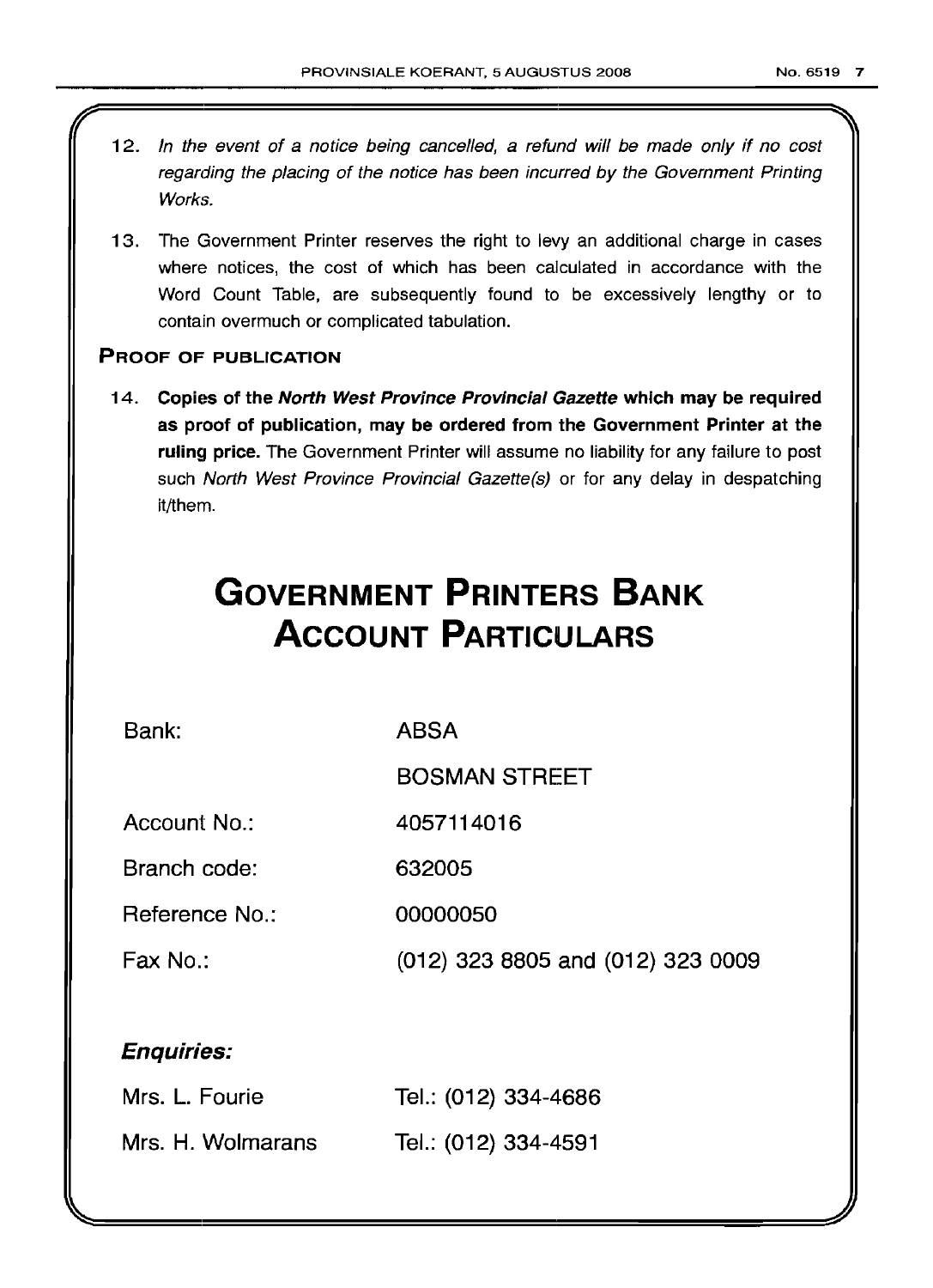12. *In the event of a notice being cancelled, a refund will be made only if no cost regarding the placing of the notice has been incurred by the Government Printing Works.*

13. The Government Printer reserves the right to levy an additional charge in cases where notices, the cost of which has been calculated in accordance with the Word Count Table, are subsequently found to be excessively lengthy or to contain overmuch or complicated tabulation.

### PROOF OF PUBLICATION

14. **Copies of the *North West Province Provincial Gazette* which may be required as proof of publication, may be ordered from the Government Printer at the ruling price.** The Government Printer will assume no liability for any failure to post such *North West Province Provincial Gazette(s)* or for any delay in despatching it/them.

# GOVERNMENT PRINTERS BANK ACCOUNT PARTICULARS

| | |
|---|---|
| Bank: | ABSA |
| | BOSMAN STREET |
| Account No.: | 4057114016 |
| Branch code: | 632005 |
| Reference No.: | 00000050 |
| Fax No.: | (012) 323 8805 and (012) 323 0009 |

***Enquiries:***

| | |
|---|---|
| Mrs. L. Fourie | Tel.: (012) 334-4686 |
| Mrs. H. Wolmarans | Tel.: (012) 334-4591 |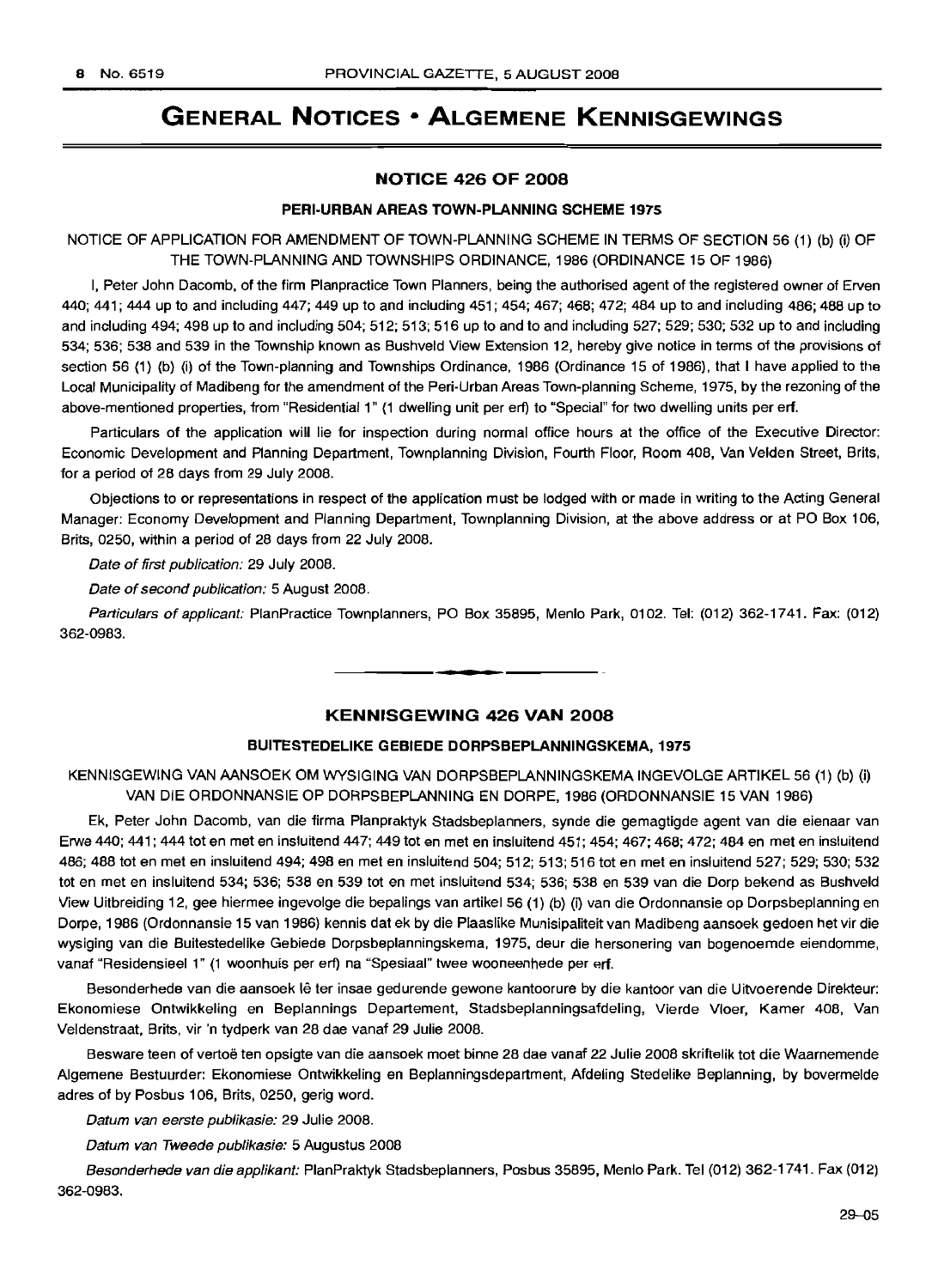# GENERAL NOTICES • ALGEMENE KENNISGEWINGS

## NOTICE 426 OF 2008

### PERI-URBAN AREAS TOWN-PLANNING SCHEME 1975

NOTICE OF APPLICATION FOR AMENDMENT OF TOWN-PLANNING SCHEME IN TERMS OF SECTION 56 (1) (b) (i) OF THE TOWN-PLANNING AND TOWNSHIPS ORDINANCE, 1986 (ORDINANCE 15 OF 1986)

I, Peter John Dacomb, of the firm Planpractice Town Planners, being the authorised agent of the registered owner of Erven 440; 441; 444 up to and including 447; 449 up to and including 451; 454; 467; 468; 472; 484 up to and including 486; 488 up to and including 494; 498 up to and including 504; 512; 513; 516 up to and to and including 527; 529; 530; 532 up to and including 534; 536; 538 and 539 in the Township known as Bushveld View Extension 12, hereby give notice in terms of the provisions of section 56 (1) (b) (i) of the Town-planning and Townships Ordinance, 1986 (Ordinance 15 of 1986), that I have applied to the Local Municipality of Madibeng for the amendment of the Peri-Urban Areas Town-planning Scheme, 1975, by the rezoning of the above-mentioned properties, from "Residential 1" (1 dwelling unit per erf) to "Special" for two dwelling units per erf.

Particulars of the application will lie for inspection during normal office hours at the office of the Executive Director: Economic Development and Planning Department, Townplanning Division, Fourth Floor, Room 408, Van Velden Street, Brits, for a period of 28 days from 29 July 2008.

Objections to or representations in respect of the application must be lodged with or made in writing to the Acting General Manager: Economy Development and Planning Department, Townplanning Division, at the above address or at PO Box 106, Brits, 0250, within a period of 28 days from 22 July 2008.

*Date of first publication:* 29 July 2008.

*Date of second publication:* 5 August 2008.

*Particulars of applicant:* PlanPractice Townplanners, PO Box 35895, Menlo Park, 0102. Tel: (012) 362-1741. Fax: (012) 362-0983.

---

## KENNISGEWING 426 VAN 2008

### BUITESTEDELIKE GEBIEDE DORPSBEPLANNINGSKEMA, 1975

KENNISGEWING VAN AANSOEK OM WYSIGING VAN DORPSBEPLANNINGSKEMA INGEVOLGE ARTIKEL 56 (1) (b) (i) VAN DIE ORDONNANSIE OP DORPSBEPLANNING EN DORPE, 1986 (ORDONNANSIE 15 VAN 1986)

Ek, Peter John Dacomb, van die firma Planpraktyk Stadsbeplanners, synde die gemagtigde agent van die eienaar van Erwe 440; 441; 444 tot en met en insluitend 447; 449 tot en met en insluitend 451; 454; 467; 468; 472; 484 en met en insluitend 486; 488 tot en met en insluitend 494; 498 en met en insluitend 504; 512; 513; 516 tot en met en insluitend 527; 529; 530; 532 tot en met en insluitend 534; 536; 538 en 539 tot en met insluitend 534; 536; 538 en 539 van die Dorp bekend as Bushveld View Uitbreiding 12, gee hiermee ingevolge die bepalings van artikel 56 (1) (b) (i) van die Ordonnansie op Dorpsbeplanning en Dorpe, 1986 (Ordonnansie 15 van 1986) kennis dat ek by die Plaaslike Munisipaliteit van Madibeng aansoek gedoen het vir die wysiging van die Buitestedelike Gebiede Dorpsbeplanningskema, 1975, deur die hersonering van bogenoemde eiendomme, vanaf "Residensieel 1" (1 woonhuis per erf) na "Spesiaal" twee wooneenhede per erf.

Besonderhede van die aansoek lê ter insae gedurende gewone kantoorure by die kantoor van die Uitvoerende Direkteur: Ekonomiese Ontwikkeling en Beplannings Departement, Stadsbeplanningsafdeling, Vierde Vloer, Kamer 408, Van Veldenstraat, Brits, vir 'n tydperk van 28 dae vanaf 29 Julie 2008.

Besware teen of vertoë ten opsigte van die aansoek moet binne 28 dae vanaf 22 Julie 2008 skriftelik tot die Waarnemende Algemene Bestuurder: Ekonomiese Ontwikkeling en Beplanningsdepartment, Afdeling Stedelike Beplanning, by bovermelde adres of by Posbus 106, Brits, 0250, gerig word.

*Datum van eerste publikasie:* 29 Julie 2008.

*Datum van Tweede publikasie:* 5 Augustus 2008

*Besonderhede van die applikant:* PlanPraktyk Stadsbeplanners, Posbus 35895, Menlo Park. Tel (012) 362-1741. Fax (012) 362-0983.

29–05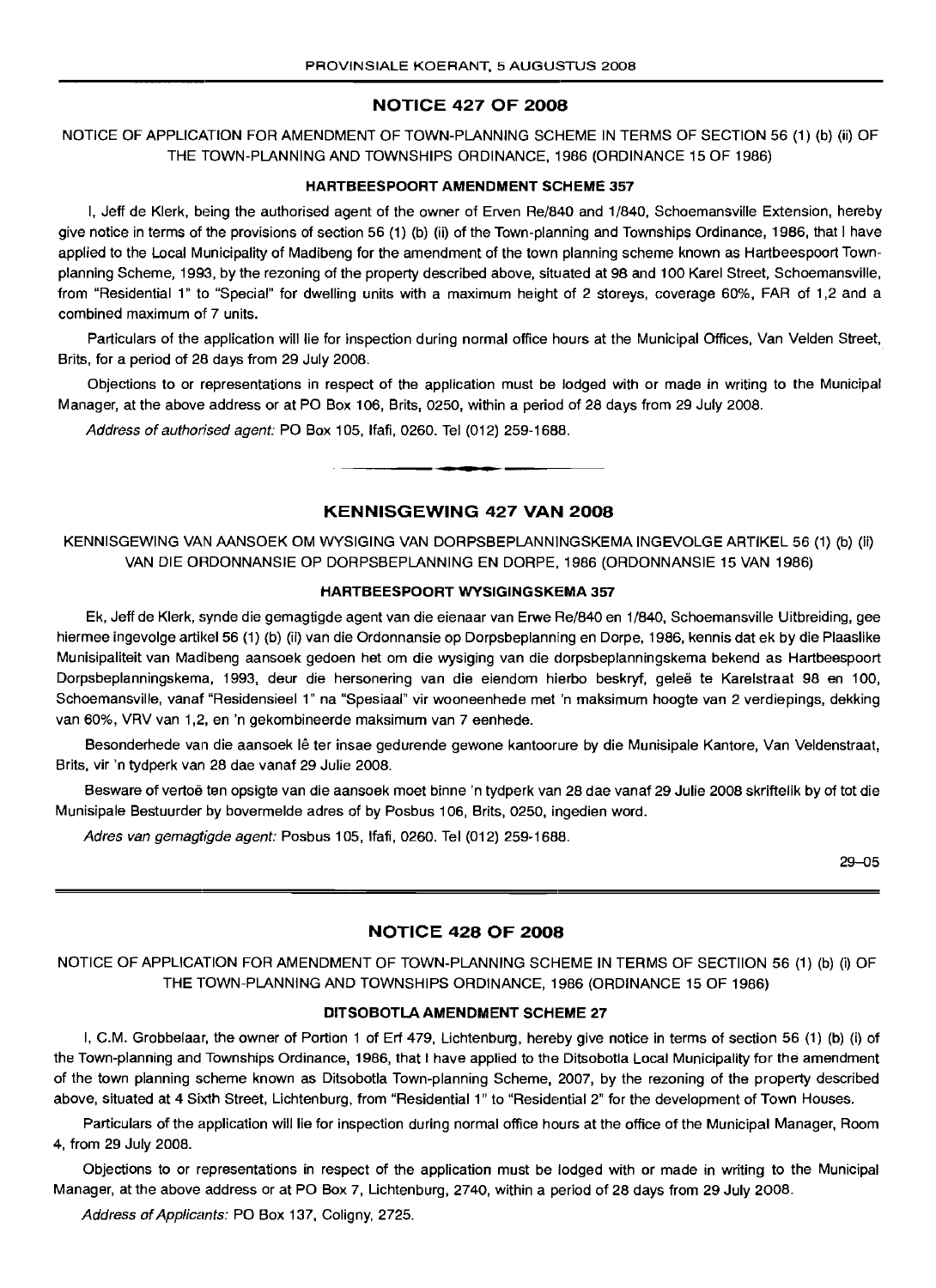## NOTICE 427 OF 2008

NOTICE OF APPLICATION FOR AMENDMENT OF TOWN-PLANNING SCHEME IN TERMS OF SECTION 56 (1) (b) (ii) OF THE TOWN-PLANNING AND TOWNSHIPS ORDINANCE, 1986 (ORDINANCE 15 OF 1986)

### HARTBEESPOORT AMENDMENT SCHEME 357

I, Jeff de Klerk, being the authorised agent of the owner of Erven Re/840 and 1/840, Schoemansville Extension, hereby give notice in terms of the provisions of section 56 (1) (b) (ii) of the Town-planning and Townships Ordinance, 1986, that I have applied to the Local Municipality of Madibeng for the amendment of the town planning scheme known as Hartbeespoort Town-planning Scheme, 1993, by the rezoning of the property described above, situated at 98 and 100 Karel Street, Schoemansville, from "Residential 1" to "Special" for dwelling units with a maximum height of 2 storeys, coverage 60%, FAR of 1,2 and a combined maximum of 7 units.

Particulars of the application will lie for inspection during normal office hours at the Municipal Offices, Van Velden Street, Brits, for a period of 28 days from 29 July 2008.

Objections to or representations in respect of the application must be lodged with or made in writing to the Municipal Manager, at the above address or at PO Box 106, Brits, 0250, within a period of 28 days from 29 July 2008.

*Address of authorised agent:* PO Box 105, Ifafi, 0260. Tel (012) 259-1688.

---

## KENNISGEWING 427 VAN 2008

KENNISGEWING VAN AANSOEK OM WYSIGING VAN DORPSBEPLANNINGSKEMA INGEVOLGE ARTIKEL 56 (1) (b) (ii) VAN DIE ORDONNANSIE OP DORPSBEPLANNING EN DORPE, 1986 (ORDONNANSIE 15 VAN 1986)

### HARTBEESPOORT WYSIGINGSKEMA 357

Ek, Jeff de Klerk, synde die gemagtigde agent van die eienaar van Erwe Re/840 en 1/840, Schoemansville Uitbreiding, gee hiermee ingevolge artikel 56 (1) (b) (ii) van die Ordonnansie op Dorpsbeplanning en Dorpe, 1986, kennis dat ek by die Plaaslike Munisipaliteit van Madibeng aansoek gedoen het om die wysiging van die dorpsbeplanningskema bekend as Hartbeespoort Dorpsbeplanningskema, 1993, deur die hersonering van die eiendom hierbo beskryf, geleë te Karelstraat 98 en 100, Schoemansville, vanaf "Residensieel 1" na "Spesiaal" vir wooneenhede met 'n maksimum hoogte van 2 verdiepings, dekking van 60%, VRV van 1,2, en 'n gekombineerde maksimum van 7 eenhede.

Besonderhede van die aansoek lê ter insae gedurende gewone kantoorure by die Munisipale Kantore, Van Veldenstraat, Brits, vir 'n tydperk van 28 dae vanaf 29 Julie 2008.

Besware of vertoë ten opsigte van die aansoek moet binne 'n tydperk van 28 dae vanaf 29 Julie 2008 skriftelik by of tot die Munisipale Bestuurder by bovermelde adres of by Posbus 106, Brits, 0250, ingedien word.

*Adres van gemagtigde agent:* Posbus 105, Ifafi, 0260. Tel (012) 259-1688.

29–05

---

## NOTICE 428 OF 2008

NOTICE OF APPLICATION FOR AMENDMENT OF TOWN-PLANNING SCHEME IN TERMS OF SECTIION 56 (1) (b) (i) OF THE TOWN-PLANNING AND TOWNSHIPS ORDINANCE, 1986 (ORDINANCE 15 OF 1986)

### DITSOBOTLA AMENDMENT SCHEME 27

I, C.M. Grobbelaar, the owner of Portion 1 of Erf 479, Lichtenburg, hereby give notice in terms of section 56 (1) (b) (i) of the Town-planning and Townships Ordinance, 1986, that I have applied to the Ditsobotla Local Municipality for the amendment of the town planning scheme known as Ditsobotla Town-planning Scheme, 2007, by the rezoning of the property described above, situated at 4 Sixth Street, Lichtenburg, from "Residential 1" to "Residential 2" for the development of Town Houses.

Particulars of the application will lie for inspection during normal office hours at the office of the Municipal Manager, Room 4, from 29 July 2008.

Objections to or representations in respect of the application must be lodged with or made in writing to the Municipal Manager, at the above address or at PO Box 7, Lichtenburg, 2740, within a period of 28 days from 29 July 2008.

*Address of Applicants:* PO Box 137, Coligny, 2725.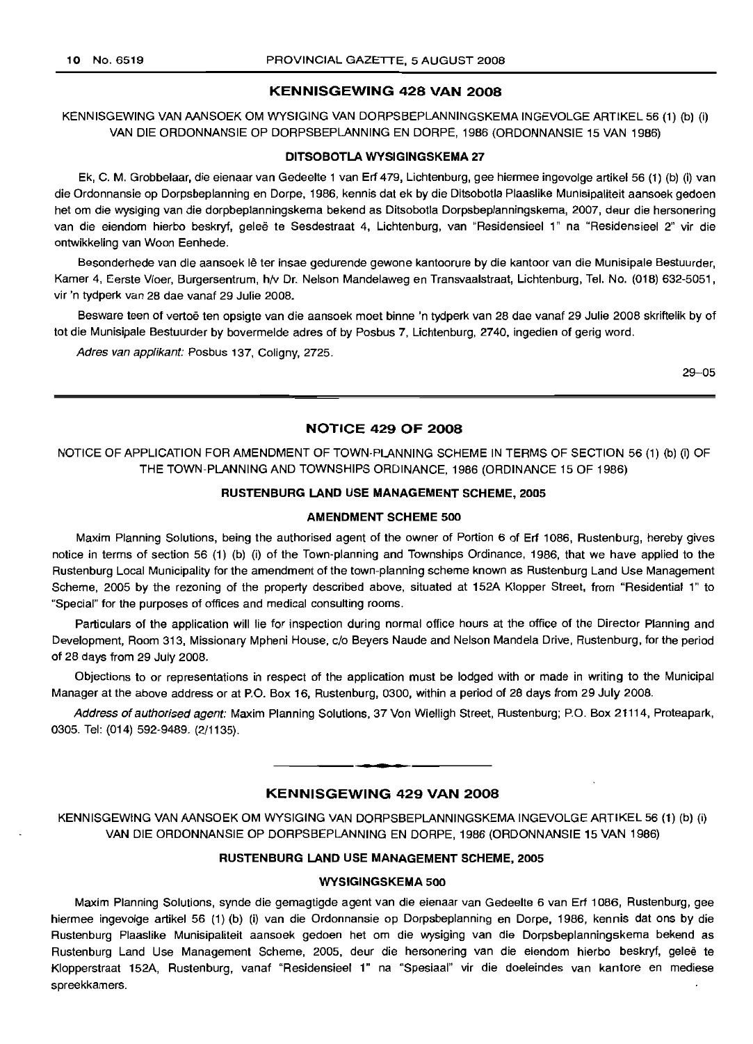## KENNISGEWING 428 VAN 2008

KENNISGEWING VAN AANSOEK OM WYSIGING VAN DORPSBEPLANNINGSKEMA INGEVOLGE ARTIKEL 56 (1) (b) (i) VAN DIE ORDONNANSIE OP DORPSBEPLANNING EN DORPE, 1986 (ORDONNANSIE 15 VAN 1986)

### DITSOBOTLA WYSIGINGSKEMA 27

Ek, C. M. Grobbelaar, die eienaar van Gedeelte 1 van Erf 479, Lichtenburg, gee hiermee ingevolge artikel 56 (1) (b) (i) van die Ordonnansie op Dorpsbeplanning en Dorpe, 1986, kennis dat ek by die Ditsobotla Plaaslike Munisipaliteit aansoek gedoen het om die wysiging van die dorpbeplanningskema bekend as Ditsobotla Dorpsbeplanningskema, 2007, deur die hersonering van die eiendom hierbo beskryf, geleë te Sesdestraat 4, Lichtenburg, van "Residensieel 1" na "Residensieel 2" vir die ontwikkeling van Woon Eenhede.

Besonderhede van die aansoek lê ter insae gedurende gewone kantoorure by die kantoor van die Munisipale Bestuurder, Kamer 4, Eerste Vloer, Burgersentrum, h/v Dr. Nelson Mandelaweg en Transvaalstraat, Lichtenburg, Tel. No. (018) 632-5051, vir 'n tydperk van 28 dae vanaf 29 Julie 2008.

Besware teen of vertoë ten opsigte van die aansoek moet binne 'n tydperk van 28 dae vanaf 29 Julie 2008 skriftelik by of tot die Munisipale Bestuurder by bovermelde adres of by Posbus 7, Lichtenburg, 2740, ingedien of gerig word.

*Adres van applikant:* Posbus 137, Coligny, 2725.

29–05

## NOTICE 429 OF 2008

NOTICE OF APPLICATION FOR AMENDMENT OF TOWN-PLANNING SCHEME IN TERMS OF SECTION 56 (1) (b) (i) OF THE TOWN-PLANNING AND TOWNSHIPS ORDINANCE, 1986 (ORDINANCE 15 OF 1986)

### RUSTENBURG LAND USE MANAGEMENT SCHEME, 2005

### AMENDMENT SCHEME 500

Maxim Planning Solutions, being the authorised agent of the owner of Portion 6 of Erf 1086, Rustenburg, hereby gives notice in terms of section 56 (1) (b) (i) of the Town-planning and Townships Ordinance, 1986, that we have applied to the Rustenburg Local Municipality for the amendment of the town-planning scheme known as Rustenburg Land Use Management Scheme, 2005 by the rezoning of the property described above, situated at 152A Klopper Street, from "Residential 1" to "Special" for the purposes of offices and medical consulting rooms.

Particulars of the application will lie for inspection during normal office hours at the office of the Director Planning and Development, Room 313, Missionary Mpheni House, c/o Beyers Naude and Nelson Mandela Drive, Rustenburg, for the period of 28 days from 29 July 2008.

Objections to or representations in respect of the application must be lodged with or made in writing to the Municipal Manager at the above address or at P.O. Box 16, Rustenburg, 0300, within a period of 28 days from 29 July 2008.

*Address of authorised agent:* Maxim Planning Solutions, 37 Von Wielligh Street, Rustenburg; P.O. Box 21114, Proteapark, 0305. Tel: (014) 592-9489. (2/1135).

## KENNISGEWING 429 VAN 2008

KENNISGEWING VAN AANSOEK OM WYSIGING VAN DORPSBEPLANNINGSKEMA INGEVOLGE ARTIKEL 56 (1) (b) (i) VAN DIE ORDONNANSIE OP DORPSBEPLANNING EN DORPE, 1986 (ORDONNANSIE 15 VAN 1986)

### RUSTENBURG LAND USE MANAGEMENT SCHEME, 2005

### WYSIGINGSKEMA 500

Maxim Planning Solutions, synde die gemagtigde agent van die eienaar van Gedeelte 6 van Erf 1086, Rustenburg, gee hiermee ingevolge artikel 56 (1) (b) (i) van die Ordonnansie op Dorpsbeplanning en Dorpe, 1986, kennis dat ons by die Rustenburg Plaaslike Munisipaliteit aansoek gedoen het om die wysiging van die Dorpsbeplanningskema bekend as Rustenburg Land Use Management Scheme, 2005, deur die hersonering van die eiendom hierbo beskryf, geleë te Klopperstraat 152A, Rustenburg, vanaf "Residensieel 1" na "Spesiaal" vir die doeleindes van kantore en mediese spreekkamers.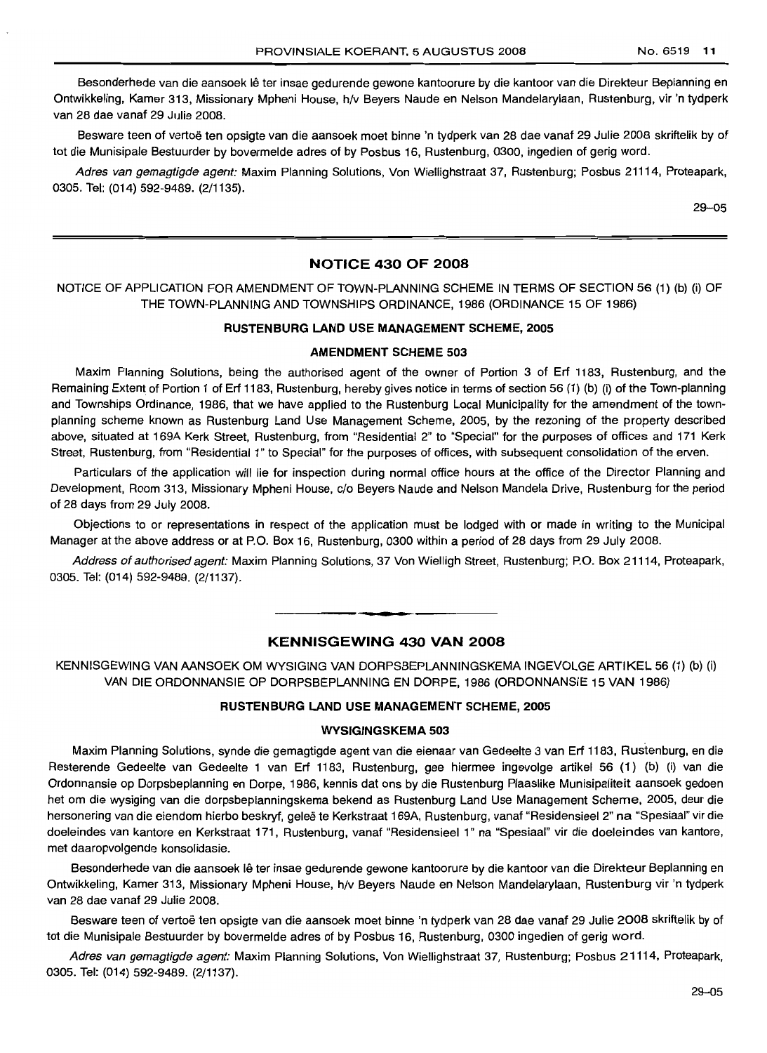Besonderhede van die aansoek lê ter insae gedurende gewone kantoorure by die kantoor van die Direkteur Beplanning en Ontwikkeling, Kamer 313, Missionary Mpheni House, h/v Beyers Naude en Nelson Mandelarylaan, Rustenburg, vir 'n tydperk van 28 dae vanaf 29 Julie 2008.

Besware teen of vertoë ten opsigte van die aansoek moet binne 'n tydperk van 28 dae vanaf 29 Julie 2008 skriftelik by of tot die Munisipale Bestuurder by bovermelde adres of by Posbus 16, Rustenburg, 0300, ingedien of gerig word.

*Adres van gemagtigde agent:* Maxim Planning Solutions, Von Wiellighstraat 37, Rustenburg; Posbus 21114, Proteapark, 0305. Tel: (014) 592-9489. (2/1135).

29–05

## NOTICE 430 OF 2008

NOTICE OF APPLICATION FOR AMENDMENT OF TOWN-PLANNING SCHEME IN TERMS OF SECTION 56 (1) (b) (i) OF THE TOWN-PLANNING AND TOWNSHIPS ORDINANCE, 1986 (ORDINANCE 15 OF 1986)

### RUSTENBURG LAND USE MANAGEMENT SCHEME, 2005

### AMENDMENT SCHEME 503

Maxim Planning Solutions, being the authorised agent of the owner of Portion 3 of Erf 1183, Rustenburg, and the Remaining Extent of Portion 1 of Erf 1183, Rustenburg, hereby gives notice in terms of section 56 (1) (b) (i) of the Town-planning and Townships Ordinance, 1986, that we have applied to the Rustenburg Local Municipality for the amendment of the town-planning scheme known as Rustenburg Land Use Management Scheme, 2005, by the rezoning of the property described above, situated at 169A Kerk Street, Rustenburg, from "Residential 2" to "Special" for the purposes of offices and 171 Kerk Street, Rustenburg, from "Residential 1" to Special" for the purposes of offices, with subsequent consolidation of the erven.

Particulars of the application will lie for inspection during normal office hours at the office of the Director Planning and Development, Room 313, Missionary Mpheni House, c/o Beyers Naude and Nelson Mandela Drive, Rustenburg for the period of 28 days from 29 July 2008.

Objections to or representations in respect of the application must be lodged with or made in writing to the Municipal Manager at the above address or at P.O. Box 16, Rustenburg, 0300 within a period of 28 days from 29 July 2008.

*Address of authorised agent:* Maxim Planning Solutions, 37 Von Wielligh Street, Rustenburg; P.O. Box 21114, Proteapark, 0305. Tel: (014) 592-9489. (2/1137).

## KENNISGEWING 430 VAN 2008

KENNISGEWING VAN AANSOEK OM WYSIGING VAN DORPSBEPLANNINGSKEMA INGEVOLGE ARTIKEL 56 (1) (b) (i) VAN DIE ORDONNANSIE OP DORPSBEPLANNING EN DORPE, 1986 (ORDONNANSIE 15 VAN 1986)

### RUSTENBURG LAND USE MANAGEMENT SCHEME, 2005

### WYSIGINGSKEMA 503

Maxim Planning Solutions, synde die gemagtigde agent van die eienaar van Gedeelte 3 van Erf 1183, Rustenburg, en die Resterende Gedeelte van Gedeelte 1 van Erf 1183, Rustenburg, gee hiermee ingevolge artikel 56 (1) (b) (i) van die Ordonnansie op Dorpsbeplanning en Dorpe, 1986, kennis dat ons by die Rustenburg Plaaslike Munisipaliteit aansoek gedoen het om die wysiging van die dorpsbeplanningskema bekend as Rustenburg Land Use Management Scheme, 2005, deur die hersonering van die eiendom hierbo beskryf, geleë te Kerkstraat 169A, Rustenburg, vanaf "Residensieel 2" na "Spesiaal" vir die doeleindes van kantore en Kerkstraat 171, Rustenburg, vanaf "Residensieel 1" na "Spesiaal" vir die doeleindes van kantore, met daaropvolgende konsolidasie.

Besonderhede van die aansoek lê ter insae gedurende gewone kantoorure by die kantoor van die Direkteur Beplanning en Ontwikkeling, Kamer 313, Missionary Mpheni House, h/v Beyers Naude en Nelson Mandelarylaan, Rustenburg vir 'n tydperk van 28 dae vanaf 29 Julie 2008.

Besware teen of vertoë ten opsigte van die aansoek moet binne 'n tydperk van 28 dae vanaf 29 Julie 2008 skriftelik by of tot die Munisipale Bestuurder by bovermelde adres of by Posbus 16, Rustenburg, 0300 ingedien of gerig word.

*Adres van gemagtigde agent:* Maxim Planning Solutions, Von Wiellighstraat 37, Rustenburg; Posbus 21114, Proteapark, 0305. Tel: (014) 592-9489. (2/1137).

29–05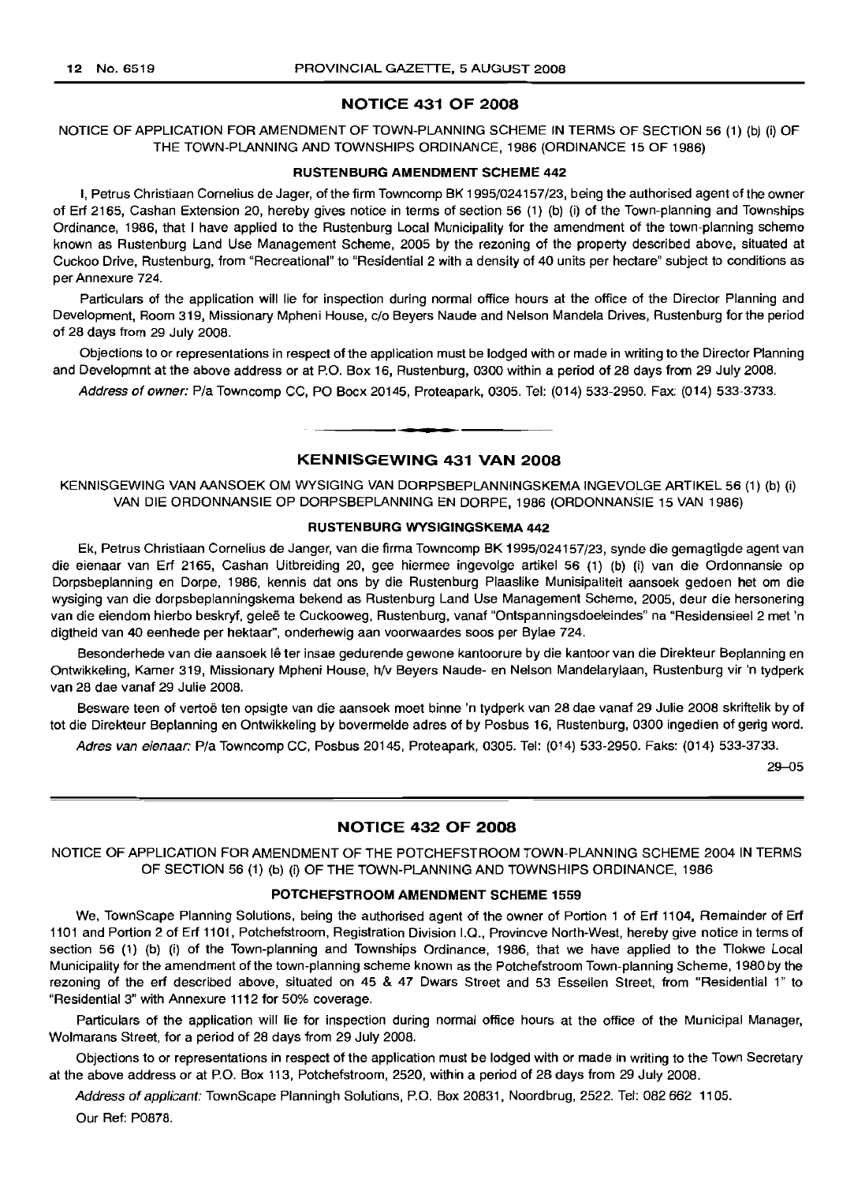## NOTICE 431 OF 2008

NOTICE OF APPLICATION FOR AMENDMENT OF TOWN-PLANNING SCHEME IN TERMS OF SECTION 56 (1) (b) (i) OF THE TOWN-PLANNING AND TOWNSHIPS ORDINANCE, 1986 (ORDINANCE 15 OF 1986)

### RUSTENBURG AMENDMENT SCHEME 442

I, Petrus Christiaan Cornelius de Jager, of the firm Towncomp BK 1995/024157/23, being the authorised agent of the owner of Erf 2165, Cashan Extension 20, hereby gives notice in terms of section 56 (1) (b) (i) of the Town-planning and Townships Ordinance, 1986, that I have applied to the Rustenburg Local Municipality for the amendment of the town-planning scheme known as Rustenburg Land Use Management Scheme, 2005 by the rezoning of the property described above, situated at Cuckoo Drive, Rustenburg, from "Recreational" to "Residential 2 with a density of 40 units per hectare" subject to conditions as per Annexure 724.

Particulars of the application will lie for inspection during normal office hours at the office of the Director Planning and Development, Room 319, Missionary Mpheni House, c/o Beyers Naude and Nelson Mandela Drives, Rustenburg for the period of 28 days from 29 July 2008.

Objections to or representations in respect of the application must be lodged with or made in writing to the Director Planning and Developmnt at the above address or at P.O. Box 16, Rustenburg, 0300 within a period of 28 days from 29 July 2008.

*Address of owner:* P/a Towncomp CC, PO Bocx 20145, Proteapark, 0305. Tel: (014) 533-2950. Fax: (014) 533-3733.

## KENNISGEWING 431 VAN 2008

KENNISGEWING VAN AANSOEK OM WYSIGING VAN DORPSBEPLANNINGSKEMA INGEVOLGE ARTIKEL 56 (1) (b) (i) VAN DIE ORDONNANSIE OP DORPSBEPLANNING EN DORPE, 1986 (ORDONNANSIE 15 VAN 1986)

### RUSTENBURG WYSIGINGSKEMA 442

Ek, Petrus Christiaan Cornelius de Janger, van die firma Towncomp BK 1995/024157/23, synde die gemagtigde agent van die eienaar van Erf 2165, Cashan Uitbreiding 20, gee hiermee ingevolge artikel 56 (1) (b) (i) van die Ordonnansie op Dorpsbeplanning en Dorpe, 1986, kennis dat ons by die Rustenburg Plaaslike Munisipaliteit aansoek gedoen het om die wysiging van die dorpsbeplanningskema bekend as Rustenburg Land Use Management Scheme, 2005, deur die hersonering van die eiendom hierbo beskryf, geleë te Cuckooweg, Rustenburg, vanaf "Ontspanningsdoeleindes" na "Residensieel 2 met 'n digtheid van 40 eenhede per hektaar", onderhewig aan voorwaardes soos per Bylae 724.

Besonderhede van die aansoek lê ter insae gedurende gewone kantoorure by die kantoor van die Direkteur Beplanning en Ontwikkeling, Kamer 319, Missionary Mpheni House, h/v Beyers Naude- en Nelson Mandelarylaan, Rustenburg vir 'n tydperk van 28 dae vanaf 29 Julie 2008.

Besware teen of vertoë ten opsigte van die aansoek moet binne 'n tydperk van 28 dae vanaf 29 Julie 2008 skriftelik by of tot die Direkteur Beplanning en Ontwikkeling by bovermelde adres of by Posbus 16, Rustenburg, 0300 ingedien of gerig word.

*Adres van eienaar:* P/a Towncomp CC, Posbus 20145, Proteapark, 0305. Tel: (014) 533-2950. Faks: (014) 533-3733.

29–05

## NOTICE 432 OF 2008

NOTICE OF APPLICATION FOR AMENDMENT OF THE POTCHEFSTROOM TOWN-PLANNING SCHEME 2004 IN TERMS OF SECTION 56 (1) (b) (i) OF THE TOWN-PLANNING AND TOWNSHIPS ORDINANCE, 1986

### POTCHEFSTROOM AMENDMENT SCHEME 1559

We, TownScape Planning Solutions, being the authorised agent of the owner of Portion 1 of Erf 1104, Remainder of Erf 1101 and Portion 2 of Erf 1101, Potchefstroom, Registration Division I.Q., Provincve North-West, hereby give notice in terms of section 56 (1) (b) (i) of the Town-planning and Townships Ordinance, 1986, that we have applied to the Tlokwe Local Municipality for the amendment of the town-planning scheme known as the Potchefstroom Town-planning Scheme, 1980 by the rezoning of the erf described above, situated on 45 & 47 Dwars Street and 53 Essellen Street, from "Residential 1" to "Residential 3" with Annexure 1112 for 50% coverage.

Particulars of the application will lie for inspection during normal office hours at the office of the Municipal Manager, Wolmarans Street, for a period of 28 days from 29 July 2008.

Objections to or representations in respect of the application must be lodged with or made in writing to the Town Secretary at the above address or at P.O. Box 113, Potchefstroom, 2520, within a period of 28 days from 29 July 2008.

*Address of applicant:* TownScape Planningh Solutions, P.O. Box 20831, Noordbrug, 2522. Tel: 082 662 1105.

Our Ref: P0878.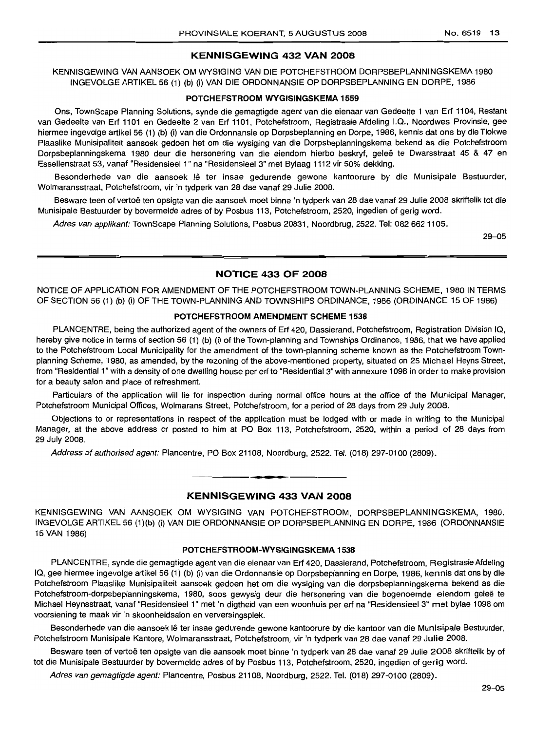## KENNISGEWING 432 VAN 2008

KENNISGEWING VAN AANSOEK OM WYSIGING VAN DIE POTCHEFSTROOM DORPSBEPLANNINGSKEMA 1980 INGEVOLGE ARTIKEL 56 (1) (b) (i) VAN DIE ORDONNANSIE OP DORPSBEPLANNING EN DORPE, 1986

### POTCHEFSTROOM WYGISINGSKEMA 1559

Ons, TownScape Planning Solutions, synde die gemagtigde agent van die eienaar van Gedeelte 1 van Erf 1104, Restant van Gedeelte van Erf 1101 en Gedeelte 2 van Erf 1101, Potchefstroom, Registrasie Afdeling I.Q., Noordwes Provinsie, gee hiermee ingevolge artikel 56 (1) (b) (i) van die Ordonnansie op Dorpsbeplanning en Dorpe, 1986, kennis dat ons by die Tlokwe Plaaslike Munisipaliteit aansoek gedoen het om die wysiging van die Dorpsbeplanningskema bekend as die Potchefstroom Dorpsbeplanningskema 1980 deur die hersonering van die eiendom hierbo beskryf, geleë te Dwarsstraat 45 & 47 en Essellenstraat 53, vanaf "Residensieel 1" na "Residensieel 3" met Bylaag 1112 vir 50% dekking.

Besonderhede van die aansoek lê ter insae gedurende gewone kantoorure by die Munisipale Bestuurder, Wolmaransstraat, Potchefstroom, vir 'n tydperk van 28 dae vanaf 29 Julie 2008.

Besware teen of vertoë ten opsigte van die aansoek moet binne 'n tydperk van 28 dae vanaf 29 Julie 2008 skriftelik tot die Munisipale Bestuurder by bovermelde adres of by Posbus 113, Potchefstroom, 2520, ingedien of gerig word.

*Adres van applikant:* TownScape Planning Solutions, Posbus 20831, Noordbrug, 2522. Tel: 082 662 1105.

29–05

---

## NOTICE 433 OF 2008

NOTICE OF APPLICATION FOR AMENDMENT OF THE POTCHEFSTROOM TOWN-PLANNING SCHEME, 1980 IN TERMS OF SECTION 56 (1) (b) (i) OF THE TOWN-PLANNING AND TOWNSHIPS ORDINANCE, 1986 (ORDINANCE 15 OF 1986)

### POTCHEFSTROOM AMENDMENT SCHEME 1538

PLANCENTRE, being the authorized agent of the owners of Erf 420, Dassierand, Potchefstroom, Registration Division IQ, hereby give notice in terms of section 56 (1) (b) (i) of the Town-planning and Townships Ordinance, 1986, that we have applied to the Potchefstroom Local Municipality for the amendment of the town-planning scheme known as the Potchefstroom Town-planning Scheme, 1980, as amended, by the rezoning of the above-mentioned property, situated on 25 Michael Heyns Street, from "Residential 1" with a density of one dwelling house per erf to "Residential 3" with annexure 1098 in order to make provision for a beauty salon and place of refreshment.

Particulars of the application will lie for inspection during normal office hours at the office of the Municipal Manager, Potchefstroom Municipal Offices, Wolmarans Street, Potchefstroom, for a period of 28 days from 29 July 2008.

Objections to or representations in respect of the application must be lodged with or made in writing to the Municipal Manager, at the above address or posted to him at PO Box 113, Potchefstroom, 2520, within a period of 28 days from 29 July 2008.

*Address of authorised agent:* Plancentre, PO Box 21108, Noordburg, 2522. Tel. (018) 297-0100 (2809).

---

## KENNISGEWING 433 VAN 2008

KENNISGEWING VAN AANSOEK OM WYSIGING VAN POTCHEFSTROOM, DORPSBEPLANNINGSKEMA, 1980. INGEVOLGE ARTIKEL 56 (1)(b) (i) VAN DIE ORDONNANSIE OP DORPSBEPLANNING EN DORPE, 1986 (ORDONNANSIE 15 VAN 1986)

### POTCHEFSTROOM-WYSIGINGSKEMA 1538

PLANCENTRE, synde die gemagtigde agent van die eienaar van Erf 420, Dassierand, Potchefstroom, Registrasie Afdeling IQ, gee hiermee ingevolge artikel 56 (1) (b) (i) van die Ordonnansie op Dorpsbeplanning en Dorpe, 1986, kennis dat ons by die Potchefstroom Plaaslike Munisipaliteit aansoek gedoen het om die wysiging van die dorpsbeplanningskema bekend as die Potchefstroom-dorpsbeplanningskema, 1980, soos gewysig deur die hersonering van die bogenoemde eiendom geleë te Michael Heynsstraat, vanaf "Residensieel 1" met 'n digtheid van een woonhuis per erf na "Residensieel 3" met bylae 1098 om voorsiening te maak vir 'n skoonheidsalon en verversingsplek.

Besonderhede van die aansoek lê ter insae gedurende gewone kantoorure by die kantoor van die Munisipale Bestuurder, Potchefstroom Munisipale Kantore, Wolmaransstraat, Potchefstroom, vir 'n tydperk van 28 dae vanaf 29 Julie 2008.

Besware teen of vertoë ten opsigte van die aansoek moet binne 'n tydperk van 28 dae vanaf 29 Julie 2008 skriftelik by of tot die Munisipale Bestuurder by bovermelde adres of by Posbus 113, Potchefstroom, 2520, ingedien of gerig word.

*Adres van gemagtigde agent:* Plancentre, Posbus 21108, Noordburg, 2522. Tel. (018) 297-0100 (2809).

29–05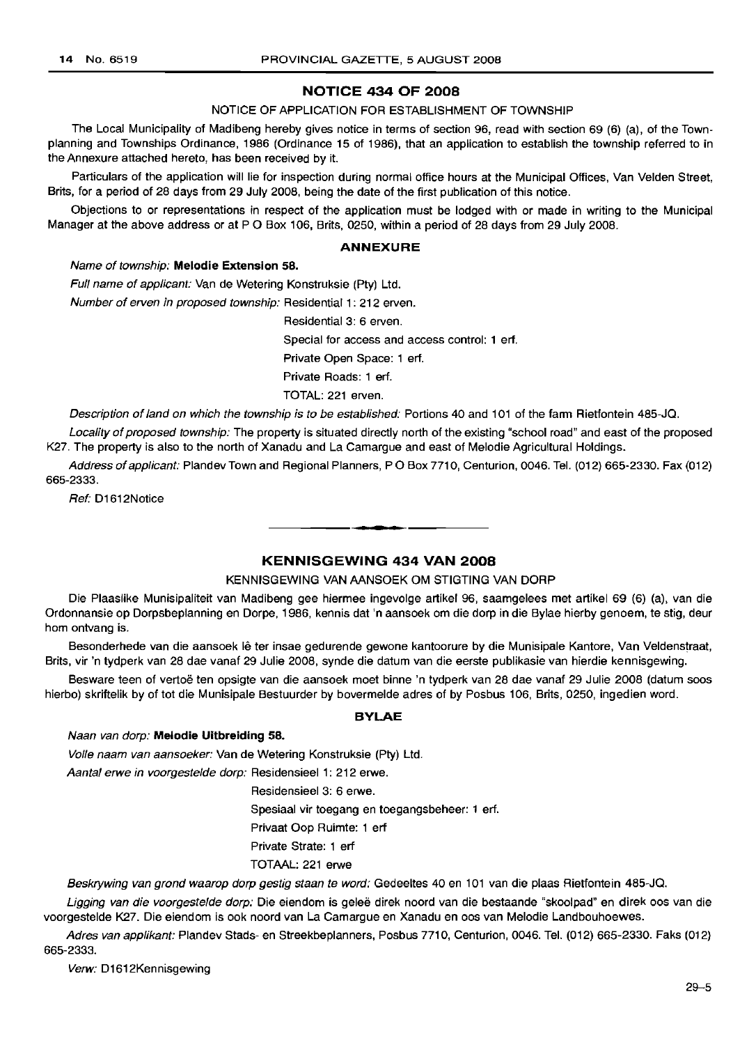## NOTICE 434 OF 2008

NOTICE OF APPLICATION FOR ESTABLISHMENT OF TOWNSHIP

The Local Municipality of Madibeng hereby gives notice in terms of section 96, read with section 69 (6) (a), of the Town-planning and Townships Ordinance, 1986 (Ordinance 15 of 1986), that an application to establish the township referred to in the Annexure attached hereto, has been received by it.

Particulars of the application will lie for inspection during normal office hours at the Municipal Offices, Van Velden Street, Brits, for a period of 28 days from 29 July 2008, being the date of the first publication of this notice.

Objections to or representations in respect of the application must be lodged with or made in writing to the Municipal Manager at the above address or at P O Box 106, Brits, 0250, within a period of 28 days from 29 July 2008.

### ANNEXURE

*Name of township:* **Melodie Extension 58.**

*Full name of applicant:* Van de Wetering Konstruksie (Pty) Ltd.

*Number of erven in proposed township:* Residential 1: 212 erven.

Residential 3: 6 erven.

Special for access and access control: 1 erf.

Private Open Space: 1 erf.

Private Roads: 1 erf.

TOTAL: 221 erven.

*Description of land on which the township is to be established:* Portions 40 and 101 of the farm Rietfontein 485-JQ.

*Locality of proposed township:* The property is situated directly north of the existing "school road" and east of the proposed K27. The property is also to the north of Xanadu and La Camargue and east of Melodie Agricultural Holdings.

*Address of applicant:* Plandev Town and Regional Planners, P O Box 7710, Centurion, 0046. Tel. (012) 665-2330. Fax (012) 665-2333.

*Ref:* D1612Notice

---

## KENNISGEWING 434 VAN 2008

KENNISGEWING VAN AANSOEK OM STIGTING VAN DORP

Die Plaaslike Munisipaliteit van Madibeng gee hiermee ingevolge artikel 96, saamgelees met artikel 69 (6) (a), van die Ordonnansie op Dorpsbeplanning en Dorpe, 1986, kennis dat 'n aansoek om die dorp in die Bylae hierby genoem, te stig, deur hom ontvang is.

Besonderhede van die aansoek lê ter insae gedurende gewone kantoorure by die Munisipale Kantore, Van Veldenstraat, Brits, vir 'n tydperk van 28 dae vanaf 29 Julie 2008, synde die datum van die eerste publikasie van hierdie kennisgewing.

Besware teen of vertoë ten opsigte van die aansoek moet binne 'n tydperk van 28 dae vanaf 29 Julie 2008 (datum soos hierbo) skriftelik by of tot die Munisipale Bestuurder by bovermelde adres of by Posbus 106, Brits, 0250, ingedien word.

### BYLAE

*Naan van dorp:* **Melodie Uitbreiding 58.**

*Volle naam van aansoeker:* Van de Wetering Konstruksie (Pty) Ltd.

*Aantal erwe in voorgestelde dorp:* Residensieel 1: 212 erwe.

Residensieel 3: 6 erwe.

Spesiaal vir toegang en toegangsbeheer: 1 erf.

Privaat Oop Ruimte: 1 erf

Private Strate: 1 erf

TOTAAL: 221 erwe

*Beskrywing van grond waarop dorp gestig staan te word:* Gedeeltes 40 en 101 van die plaas Rietfontein 485-JQ.

*Ligging van die voorgestelde dorp:* Die eiendom is geleë direk noord van die bestaande "skoolpad" en direk oos van die voorgestelde K27. Die eiendom is ook noord van La Camargue en Xanadu en oos van Melodie Landbouhoewes.

*Adres van applikant:* Plandev Stads- en Streekbeplanners, Posbus 7710, Centurion, 0046. Tel. (012) 665-2330. Faks (012) 665-2333.

*Verw:* D1612Kennisgewing

29–5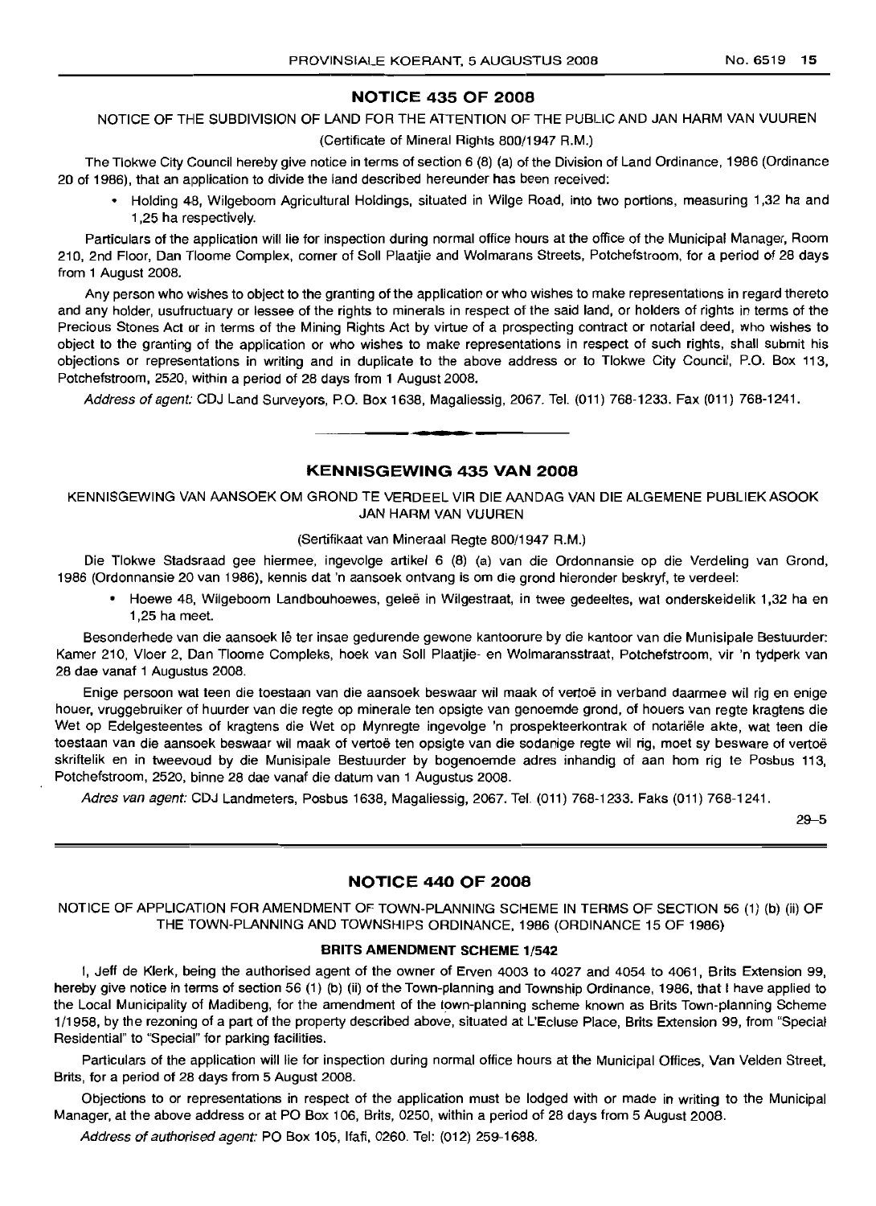## NOTICE 435 OF 2008

NOTICE OF THE SUBDIVISION OF LAND FOR THE ATTENTION OF THE PUBLIC AND JAN HARM VAN VUUREN

(Certificate of Mineral Rights 800/1947 R.M.)

The Tlokwe City Council hereby give notice in terms of section 6 (8) (a) of the Division of Land Ordinance, 1986 (Ordinance 20 of 1986), that an application to divide the land described hereunder has been received:

- Holding 48, Wilgeboom Agricultural Holdings, situated in Wilge Road, into two portions, measuring 1,32 ha and 1,25 ha respectively.

Particulars of the application will lie for inspection during normal office hours at the office of the Municipal Manager, Room 210, 2nd Floor, Dan Tloome Complex, corner of Soll Plaatjie and Wolmarans Streets, Potchefstroom, for a period of 28 days from 1 August 2008.

Any person who wishes to object to the granting of the application or who wishes to make representations in regard thereto and any holder, usufructuary or lessee of the rights to minerals in respect of the said land, or holders of rights in terms of the Precious Stones Act or in terms of the Mining Rights Act by virtue of a prospecting contract or notarial deed, who wishes to object to the granting of the application or who wishes to make representations in respect of such rights, shall submit his objections or representations in writing and in duplicate to the above address or to Tlokwe City Council, P.O. Box 113, Potchefstroom, 2520, within a period of 28 days from 1 August 2008.

*Address of agent:* CDJ Land Surveyors, P.O. Box 1638, Magaliessig, 2067. Tel. (011) 768-1233. Fax (011) 768-1241.

## KENNISGEWING 435 VAN 2008

KENNISGEWING VAN AANSOEK OM GROND TE VERDEEL VIR DIE AANDAG VAN DIE ALGEMENE PUBLIEK ASOOK JAN HARM VAN VUUREN

(Sertifikaat van Mineraal Regte 800/1947 R.M.)

Die Tlokwe Stadsraad gee hiermee, ingevolge artikel 6 (8) (a) van die Ordonnansie op die Verdeling van Grond, 1986 (Ordonnansie 20 van 1986), kennis dat 'n aansoek ontvang is om die grond hieronder beskryf, te verdeel:

- Hoewe 48, Wilgeboom Landbouhoewes, geleë in Wilgestraat, in twee gedeeltes, wat onderskeidelik 1,32 ha en 1,25 ha meet.

Besonderhede van die aansoek lê ter insae gedurende gewone kantoorure by die kantoor van die Munisipale Bestuurder: Kamer 210, Vloer 2, Dan Tloome Kompleks, hoek van Soll Plaatjie- en Wolmaransstraat, Potchefstroom, vir 'n tydperk van 28 dae vanaf 1 Augustus 2008.

Enige persoon wat teen die toestaan van die aansoek beswaar wil maak of vertoë in verband daarmee wil rig en enige houer, vruggebruiker of huurder van die regte op minerale ten opsigte van genoemde grond, of houers van regte kragtens die Wet op Edelgesteentes of kragtens die Wet op Mynregte ingevolge 'n prospekteerkontrak of notariële akte, wat teen die toestaan van die aansoek beswaar wil maak of vertoë ten opsigte van die sodanige regte wil rig, moet sy besware of vertoë skriftelik en in tweevoud by die Munisipale Bestuurder by bogenoemde adres inhandig of aan hom rig te Posbus 113, Potchefstroom, 2520, binne 28 dae vanaf die datum van 1 Augustus 2008.

*Adres van agent:* CDJ Landmeters, Posbus 1638, Magaliessig, 2067. Tel. (011) 768-1233. Faks (011) 768-1241.

29–5

## NOTICE 440 OF 2008

NOTICE OF APPLICATION FOR AMENDMENT OF TOWN-PLANNING SCHEME IN TERMS OF SECTION 56 (1) (b) (ii) OF THE TOWN-PLANNING AND TOWNSHIPS ORDINANCE, 1986 (ORDINANCE 15 OF 1986)

**BRITS AMENDMENT SCHEME 1/542**

I, Jeff de Klerk, being the authorised agent of the owner of Erven 4003 to 4027 and 4054 to 4061, Brits Extension 99, hereby give notice in terms of section 56 (1) (b) (ii) of the Town-planning and Township Ordinance, 1986, that I have applied to the Local Municipality of Madibeng, for the amendment of the town-planning scheme known as Brits Town-planning Scheme 1/1958, by the rezoning of a part of the property described above, situated at L'Ecluse Place, Brits Extension 99, from "Special Residential" to "Special" for parking facilities.

Particulars of the application will lie for inspection during normal office hours at the Municipal Offices, Van Velden Street, Brits, for a period of 28 days from 5 August 2008.

Objections to or representations in respect of the application must be lodged with or made in writing to the Municipal Manager, at the above address or at PO Box 106, Brits, 0250, within a period of 28 days from 5 August 2008.

*Address of authorised agent:* PO Box 105, Ifafi, 0260. Tel: (012) 259-1688.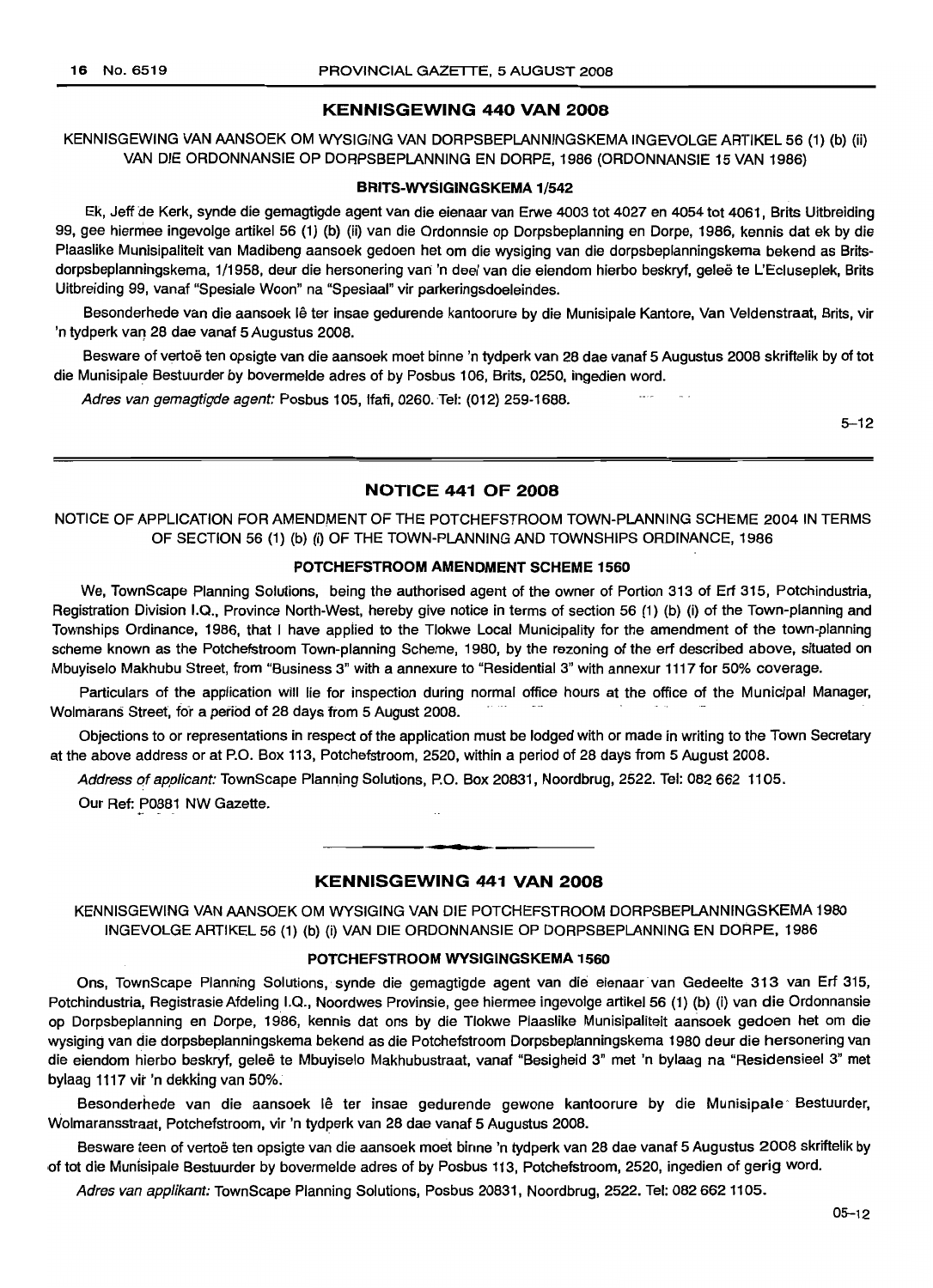## KENNISGEWING 440 VAN 2008

KENNISGEWING VAN AANSOEK OM WYSIGING VAN DORPSBEPLANNINGSKEMA INGEVOLGE ARTIKEL 56 (1) (b) (ii) VAN DIE ORDONNANSIE OP DORPSBEPLANNING EN DORPE, 1986 (ORDONNANSIE 15 VAN 1986)

### BRITS-WYSIGINGSKEMA 1/542

Ek, Jeff de Kerk, synde die gemagtigde agent van die eienaar van Erwe 4003 tot 4027 en 4054 tot 4061, Brits Uitbreiding 99, gee hiermee ingevolge artikel 56 (1) (b) (ii) van die Ordonnsie op Dorpsbeplanning en Dorpe, 1986, kennis dat ek by die Plaaslike Munisipaliteit van Madibeng aansoek gedoen het om die wysiging van die dorpsbeplanningskema bekend as Brits-dorpsbeplanningskema, 1/1958, deur die hersonering van 'n deel van die eiendom hierbo beskryf, geleë te L'Ecluseplek, Brits Uitbreiding 99, vanaf "Spesiale Woon" na "Spesiaal" vir parkeringsdoeleindes.

Besonderhede van die aansoek lê ter insae gedurende kantoorure by die Munisipale Kantore, Van Veldenstraat, Brits, vir 'n tydperk van 28 dae vanaf 5 Augustus 2008.

Besware of vertoë ten opsigte van die aansoek moet binne 'n tydperk van 28 dae vanaf 5 Augustus 2008 skriftelik by of tot die Munisipale Bestuurder by bovermelde adres of by Posbus 106, Brits, 0250, ingedien word.

*Adres van gemagtigde agent:* Posbus 105, Ifafi, 0260. Tel: (012) 259-1688.

5–12

## NOTICE 441 OF 2008

NOTICE OF APPLICATION FOR AMENDMENT OF THE POTCHEFSTROOM TOWN-PLANNING SCHEME 2004 IN TERMS OF SECTION 56 (1) (b) (i) OF THE TOWN-PLANNING AND TOWNSHIPS ORDINANCE, 1986

### POTCHEFSTROOM AMENDMENT SCHEME 1560

We, TownScape Planning Solutions, being the authorised agent of the owner of Portion 313 of Erf 315, Potchindustria, Registration Division I.Q., Province North-West, hereby give notice in terms of section 56 (1) (b) (i) of the Town-planning and Townships Ordinance, 1986, that I have applied to the Tlokwe Local Municipality for the amendment of the town-planning scheme known as the Potchefstroom Town-planning Scheme, 1980, by the rezoning of the erf described above, situated on Mbuyiselo Makhubu Street, from "Business 3" with a annexure to "Residential 3" with annexur 1117 for 50% coverage.

Particulars of the application will lie for inspection during normal office hours at the office of the Municipal Manager, Wolmarans Street, for a period of 28 days from 5 August 2008.

Objections to or representations in respect of the application must be lodged with or made in writing to the Town Secretary at the above address or at P.O. Box 113, Potchefstroom, 2520, within a period of 28 days from 5 August 2008.

*Address of applicant:* TownScape Planning Solutions, P.O. Box 20831, Noordbrug, 2522. Tel: 082 662 1105.

Our Ref: P0881 NW Gazette.

## KENNISGEWING 441 VAN 2008

KENNISGEWING VAN AANSOEK OM WYSIGING VAN DIE POTCHEFSTROOM DORPSBEPLANNINGSKEMA 1980 INGEVOLGE ARTIKEL 56 (1) (b) (i) VAN DIE ORDONNANSIE OP DORPSBEPLANNING EN DORPE, 1986

### POTCHEFSTROOM WYSIGINGSKEMA 1560

Ons, TownScape Planning Solutions, synde die gemagtigde agent van die eienaar van Gedeelte 313 van Erf 315, Potchindustria, Registrasie Afdeling I.Q., Noordwes Provinsie, gee hiermee ingevolge artikel 56 (1) (b) (i) van die Ordonnansie op Dorpsbeplanning en Dorpe, 1986, kennis dat ons by die Tlokwe Plaaslike Munisipaliteit aansoek gedoen het om die wysiging van die dorpsbeplanningskema bekend as die Potchefstroom Dorpsbeplanningskema 1980 deur die hersonering van die eiendom hierbo beskryf, geleë te Mbuyiselo Makhubustraat, vanaf "Besigheid 3" met 'n bylaag na "Residensieel 3" met bylaag 1117 vir 'n dekking van 50%.

Besonderhede van die aansoek lê ter insae gedurende gewone kantoorure by die Munisipale Bestuurder, Wolmaransstraat, Potchefstroom, vir 'n tydperk van 28 dae vanaf 5 Augustus 2008.

Besware teen of vertoë ten opsigte van die aansoek moet binne 'n tydperk van 28 dae vanaf 5 Augustus 2008 skriftelik by of tot die Munisipale Bestuurder by bovermelde adres of by Posbus 113, Potchefstroom, 2520, ingedien of gerig word.

*Adres van applikant:* TownScape Planning Solutions, Posbus 20831, Noordbrug, 2522. Tel: 082 662 1105.

05–12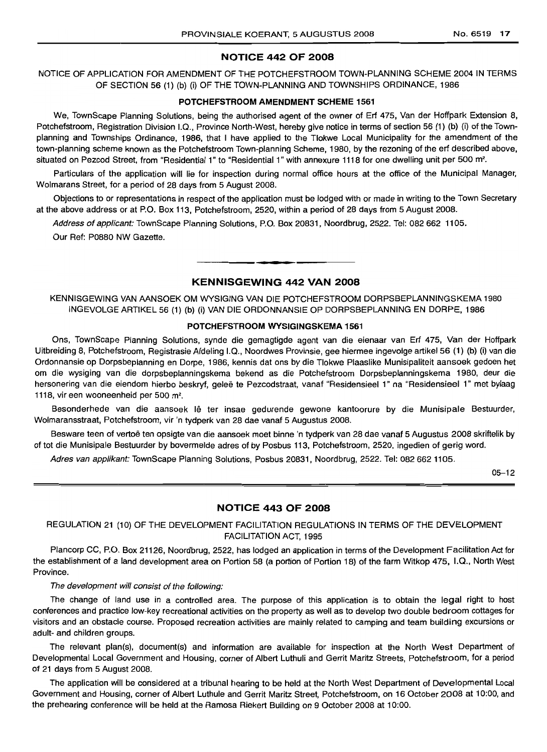## NOTICE 442 OF 2008

NOTICE OF APPLICATION FOR AMENDMENT OF THE POTCHEFSTROOM TOWN-PLANNING SCHEME 2004 IN TERMS OF SECTION 56 (1) (b) (i) OF THE TOWN-PLANNING AND TOWNSHIPS ORDINANCE, 1986

**POTCHEFSTROOM AMENDMENT SCHEME 1561**

We, TownScape Planning Solutions, being the authorised agent of the owner of Erf 475, Van der Hoffpark Extension 8, Potchefstroom, Registration Division I.Q., Province North-West, hereby give notice in terms of section 56 (1) (b) (i) of the Town-planning and Townships Ordinance, 1986, that I have applied to the Tlokwe Local Municipality for the amendment of the town-planning scheme known as the Potchefstroom Town-planning Scheme, 1980, by the rezoning of the erf described above, situated on Pezcod Street, from "Residential 1" to "Residential 1" with annexure 1118 for one dwelling unit per 500 m².

Particulars of the application will lie for inspection during normal office hours at the office of the Municipal Manager, Wolmarans Street, for a period of 28 days from 5 August 2008.

Objections to or representations in respect of the application must be lodged with or made in writing to the Town Secretary at the above address or at P.O. Box 113, Potchefstroom, 2520, within a period of 28 days from 5 August 2008.

*Address of applicant:* TownScape Planning Solutions, P.O. Box 20831, Noordbrug, 2522. Tel: 082 662 1105.

Our Ref: P0880 NW Gazette.

---

## KENNISGEWING 442 VAN 2008

KENNISGEWING VAN AANSOEK OM WYSIGING VAN DIE POTCHEFSTROOM DORPSBEPLANNINGSKEMA 1980 INGEVOLGE ARTIKEL 56 (1) (b) (i) VAN DIE ORDONNANSIE OP DORPSBEPLANNING EN DORPE, 1986

**POTCHEFSTROOM WYSIGINGSKEMA 1561**

Ons, TownScape Planning Solutions, synde die gemagtigde agent van die eienaar van Erf 475, Van der Hoffpark Uitbreiding 8, Potchefstroom, Registrasie Afdeling I.Q., Noordwes Provinsie, gee hiermee ingevolge artikel 56 (1) (b) (i) van die Ordonnansie op Dorpsbeplanning en Dorpe, 1986, kennis dat ons by die Tlokwe Plaaslike Munisipaliteit aansoek gedoen het om die wysiging van die dorpsbeplanningskema bekend as die Potchefstroom Dorpsbeplanningskema 1980, deur die hersonering van die eiendom hierbo beskryf, geleë te Pezcodstraat, vanaf "Residensieel 1" na "Residensieel 1" met bylaag 1118, vir een wooneenheid per 500 m².

Besonderhede van die aansoek lê ter insae gedurende gewone kantoorure by die Munisipale Bestuurder, Wolmaransstraat, Potchefstroom, vir 'n tydperk van 28 dae vanaf 5 Augustus 2008.

Besware teen of vertoë ten opsigte van die aansoek moet binne 'n tydperk van 28 dae vanaf 5 Augustus 2008 skriftelik by of tot die Munisipale Bestuurder by bovermelde adres of by Posbus 113, Potchefstroom, 2520, ingedien of gerig word.

*Adres van applikant:* TownScape Planning Solutions, Posbus 20831, Noordbrug, 2522. Tel: 082 662 1105.

05–12

---

## NOTICE 443 OF 2008

REGULATION 21 (10) OF THE DEVELOPMENT FACILITATION REGULATIONS IN TERMS OF THE DEVELOPMENT FACILITATION ACT, 1995

Plancorp CC, P.O. Box 21126, Noordbrug, 2522, has lodged an application in terms of the Development Facilitation Act for the establishment of a land development area on Portion 58 (a portion of Portion 18) of the farm Witkop 475, I.Q., North West Province.

*The development will consist of the following:*

The change of land use in a controlled area. The purpose of this application is to obtain the legal right to host conferences and practice low-key recreational activities on the property as well as to develop two double bedroom cottages for visitors and an obstacle course. Proposed recreation activities are mainly related to camping and team building excursions or adult- and children groups.

The relevant plan(s), document(s) and information are available for inspection at the North West Department of Developmental Local Government and Housing, corner of Albert Luthuli and Gerrit Maritz Streets, Potchefstroom, for a period of 21 days from 5 August 2008.

The application will be considered at a tribunal hearing to be held at the North West Department of Developmental Local Government and Housing, corner of Albert Luthule and Gerrit Maritz Street, Potchefstroom, on 16 October 2008 at 10:00, and the prehearing conference will be held at the Ramosa Riekert Building on 9 October 2008 at 10:00.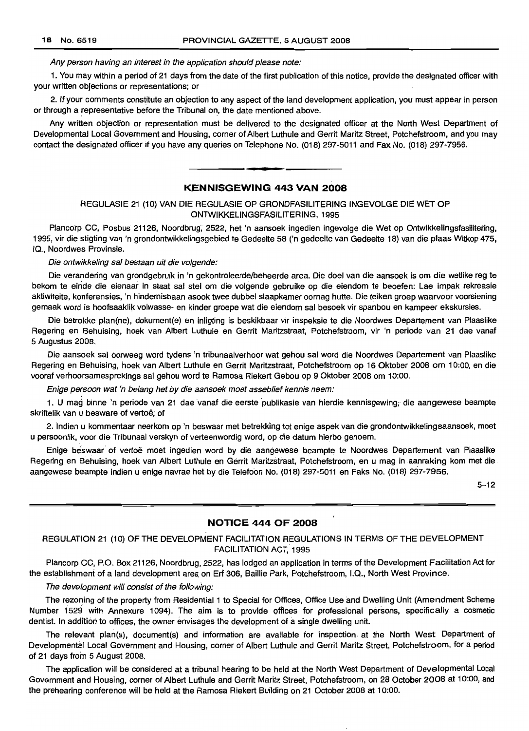*Any person having an interest in the application should please note:*

1. You may within a period of 21 days from the date of the first publication of this notice, provide the designated officer with your written objections or representations; or

2. If your comments constitute an objection to any aspect of the land development application, you must appear in person or through a representative before the Tribunal on, the date mentioned above.

Any written objection or representation must be delivered to the designated officer at the North West Department of Developmental Local Government and Housing, corner of Albert Luthule and Gerrit Maritz Street, Potchefstroom, and you may contact the designated officer if you have any queries on Telephone No. (018) 297-5011 and Fax No. (018) 297-7956.

---

## KENNISGEWING 443 VAN 2008

REGULASIE 21 (10) VAN DIE REGULASIE OP GRONDFASILITERING INGEVOLGE DIE WET OP ONTWIKKELINGSFASILITERING, 1995

Plancorp CC, Posbus 21126, Noordbrug, 2522, het 'n aansoek ingedien ingevolge die Wet op Ontwikkelingsfasilitering, 1995, vir die stigting van 'n grondontwikkelingsgebied te Gedeelte 58 ('n gedeelte van Gedeelte 18) van die plaas Witkop 475, IQ., Noordwes Provinsie.

*Die ontwikkeling sal bestaan uit die volgende:*

Die verandering van grondgebruik in 'n gekontroleerde/beheerde area. Die doel van die aansoek is om die wetlike reg te bekom te einde die eienaar in staat sal stel om die volgende gebruike op die eiendom te beoefen: Lae impak rekreasie aktiwiteite, konferensies, 'n hindernisbaan asook twee dubbel slaapkamer oornag hutte. Die teiken groep waarvoor voorsiening gemaak word is hoofsaaklik volwasse- en kinder groepe wat die eiendom sal besoek vir spanbou en kampeer ekskursies.

Die betrokke plan(ne), dokument(e) en inligting is beskikbaar vir inspeksie te die Noordwes Departement van Plaaslike Regering en Behuising, hoek van Albert Luthule en Gerrit Maritzstraat, Potchefstroom, vir 'n periode van 21 dae vanaf 5 Augustus 2008.

Die aansoek sal oorweeg word tydens 'n tribunaalverhoor wat gehou sal word die Noordwes Departement van Plaaslike Regering en Behuising, hoek van Albert Luthule en Gerrit Maritzstraat, Potchefstroom op 16 Oktober 2008 om 10:00, en die vooraf verhoorsamesprekings sal gehou word te Ramosa Riekert Gebou op 9 Oktober 2008 om 10:00.

*Enige persoon wat 'n belang het by die aansoek moet asseblief kennis neem:*

1. U mag binne 'n periode van 21 dae vanaf die eerste publikasie van hierdie kennisgewing, die aangewese beampte skriftelik van u besware of vertoë; of

2. Indien u kommentaar neerkom op 'n beswaar met betrekking tot enige aspek van die grondontwikkelingsaansoek, moet u persoonlik, voor die Tribunaal verskyn of verteenwoordig word, op die datum hierbo genoem.

Enige beswaar of vertoë moet ingedien word by die aangewese beampte te Noordwes Departement van Plaaslike Regering en Behuising, hoek van Albert Luthule en Gerrit Maritzstraat, Potchefstroom, en u mag in aanraking kom met die aangewese beampte indien u enige navrae het by die Telefoon No. (018) 297-5011 en Faks No. (018) 297-7956.

5–12

---

## NOTICE 444 OF 2008

REGULATION 21 (10) OF THE DEVELOPMENT FACILITATION REGULATIONS IN TERMS OF THE DEVELOPMENT FACILITATION ACT, 1995

Plancorp CC, P.O. Box 21126, Noordbrug, 2522, has lodged an application in terms of the Development Facilitation Act for the establishment of a land development area on Erf 306, Baillie Park, Potchefstroom, I.Q., North West Province.

*The development will consist of the following:*

The rezoning of the property from Residential 1 to Special for Offices, Office Use and Dwelling Unit (Amendment Scheme Number 1529 with Annexure 1094). The aim is to provide offices for professional persons, specifically a cosmetic dentist. In addition to offices, the owner envisages the development of a single dwelling unit.

The relevant plan(s), document(s) and information are available for inspection at the North West Department of Developmental Local Government and Housing, corner of Albert Luthule and Gerrit Maritz Street, Potchefstroom, for a period of 21 days from 5 August 2008.

The application will be considered at a tribunal hearing to be held at the North West Department of Developmental Local Government and Housing, corner of Albert Luthule and Gerrit Maritz Street, Potchefstroom, on 28 October 2008 at 10:00, and the prehearing conference will be held at the Ramosa Riekert Building on 21 October 2008 at 10:00.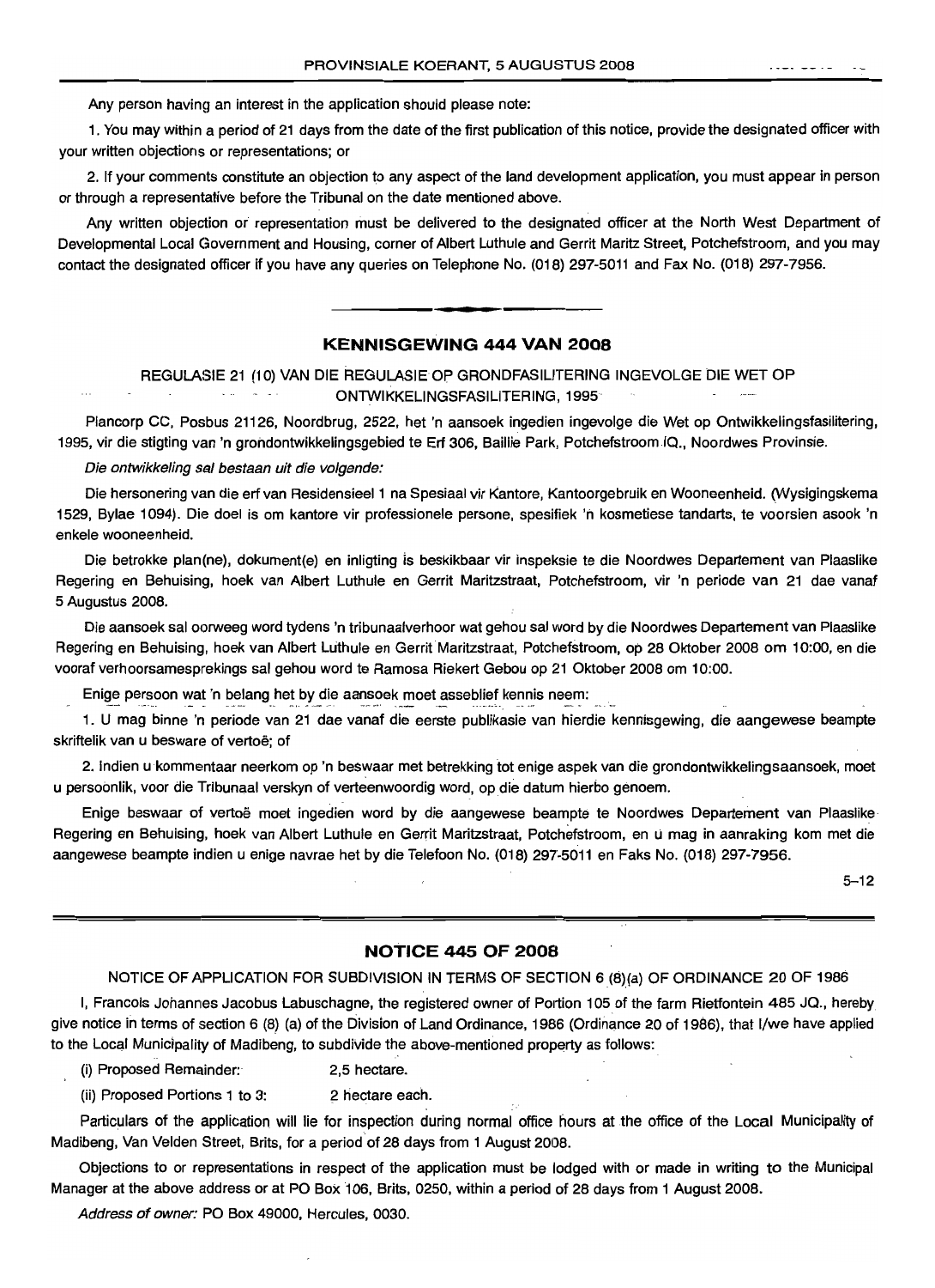Any person having an interest in the application should please note:

1. You may within a period of 21 days from the date of the first publication of this notice, provide the designated officer with your written objections or representations; or

2. If your comments constitute an objection to any aspect of the land development application, you must appear in person or through a representative before the Tribunal on the date mentioned above.

Any written objection or representation must be delivered to the designated officer at the North West Department of Developmental Local Government and Housing, corner of Albert Luthule and Gerrit Maritz Street, Potchefstroom, and you may contact the designated officer if you have any queries on Telephone No. (018) 297-5011 and Fax No. (018) 297-7956.

## KENNISGEWING 444 VAN 2008

REGULASIE 21 (10) VAN DIE REGULASIE OP GRONDFASILITERING INGEVOLGE DIE WET OP ONTWIKKELINGSFASILITERING, 1995

Plancorp CC, Posbus 21126, Noordbrug, 2522, het 'n aansoek ingedien ingevolge die Wet op Ontwikkelingsfasilitering, 1995, vir die stigting van 'n grondontwikkelingsgebied te Erf 306, Baillie Park, Potchefstroom IQ., Noordwes Provinsie.

*Die ontwikkeling sal bestaan uit die volgende:*

Die hersonering van die erf van Residensieel 1 na Spesiaal vir Kantore, Kantoorgebruik en Wooneenheid. (Wysigingskema 1529, Bylae 1094). Die doel is om kantore vir professionele persone, spesifiek 'n kosmetiese tandarts, te voorsien asook 'n enkele wooneenheid.

Die betrokke plan(ne), dokument(e) en inligting is beskikbaar vir inspeksie te die Noordwes Departement van Plaaslike Regering en Behuising, hoek van Albert Luthule en Gerrit Maritzstraat, Potchefstroom, vir 'n periode van 21 dae vanaf 5 Augustus 2008.

Die aansoek sal oorweeg word tydens 'n tribunaalverhoor wat gehou sal word by die Noordwes Departement van Plaaslike Regering en Behuising, hoek van Albert Luthule en Gerrit Maritzstraat, Potchefstroom, op 28 Oktober 2008 om 10:00, en die vooraf verhoorsamesprekings sal gehou word te Ramosa Riekert Gebou op 21 Oktober 2008 om 10:00.

Enige persoon wat 'n belang het by die aansoek moet asseblief kennis neem:

1. U mag binne 'n periode van 21 dae vanaf die eerste publikasie van hierdie kennisgewing, die aangewese beampte skriftelik van u besware of vertoë; of

2. Indien u kommentaar neerkom op 'n beswaar met betrekking tot enige aspek van die grondontwikkelingsaansoek, moet u persoonlik, voor die Tribunaal verskyn of verteenwoordig word, op die datum hierbo genoem.

Enige beswaar of vertoë moet ingedien word by die aangewese beampte te Noordwes Departement van Plaaslike Regering en Behuising, hoek van Albert Luthule en Gerrit Maritzstraat, Potchefstroom, en u mag in aanraking kom met die aangewese beampte indien u enige navrae het by die Telefoon No. (018) 297-5011 en Faks No. (018) 297-7956.

5–12

## NOTICE 445 OF 2008

NOTICE OF APPLICATION FOR SUBDIVISION IN TERMS OF SECTION 6 (8)(a) OF ORDINANCE 20 OF 1986

I, Francois Johannes Jacobus Labuschagne, the registered owner of Portion 105 of the farm Rietfontein 485 JQ., hereby give notice in terms of section 6 (8) (a) of the Division of Land Ordinance, 1986 (Ordinance 20 of 1986), that I/we have applied to the Local Municipality of Madibeng, to subdivide the above-mentioned property as follows:

(i) Proposed Remainder: 2,5 hectare.

(ii) Proposed Portions 1 to 3: 2 hectare each.

Particulars of the application will lie for inspection during normal office hours at the office of the Local Municipality of Madibeng, Van Velden Street, Brits, for a period of 28 days from 1 August 2008.

Objections to or representations in respect of the application must be lodged with or made in writing to the Municipal Manager at the above address or at PO Box 106, Brits, 0250, within a period of 28 days from 1 August 2008.

*Address of owner:* PO Box 49000, Hercules, 0030.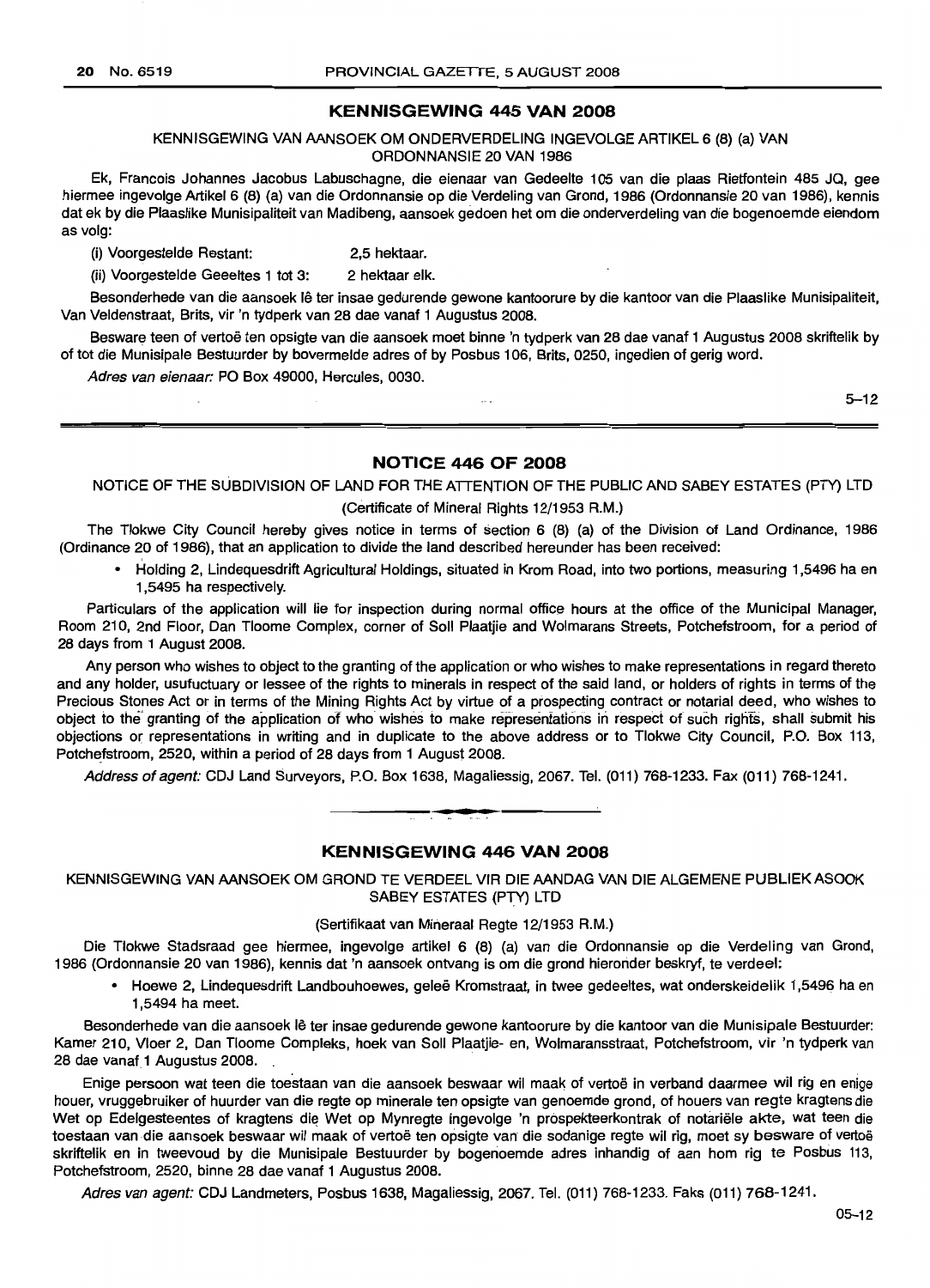## KENNISGEWING 445 VAN 2008

KENNISGEWING VAN AANSOEK OM ONDERVERDELING INGEVOLGE ARTIKEL 6 (8) (a) VAN ORDONNANSIE 20 VAN 1986

Ek, Francois Johannes Jacobus Labuschagne, die eienaar van Gedeelte 105 van die plaas Rietfontein 485 JQ, gee hiermee ingevolge Artikel 6 (8) (a) van die Ordonnansie op die Verdeling van Grond, 1986 (Ordonnansie 20 van 1986), kennis dat ek by die Plaaslike Munisipaliteit van Madibeng, aansoek gedoen het om die onderverdeling van die bogenoemde eiendom as volg:

(i) Voorgestelde Restant: 2,5 hektaar.

(ii) Voorgestelde Geeeltes 1 tot 3: 2 hektaar elk.

Besonderhede van die aansoek lê ter insae gedurende gewone kantoorure by die kantoor van die Plaaslike Munisipaliteit, Van Veldenstraat, Brits, vir 'n tydperk van 28 dae vanaf 1 Augustus 2008.

Besware teen of vertoë ten opsigte van die aansoek moet binne 'n tydperk van 28 dae vanaf 1 Augustus 2008 skriftelik by of tot die Munisipale Bestuurder by bovermelde adres of by Posbus 106, Brits, 0250, ingedien of gerig word.

*Adres van eienaar:* PO Box 49000, Hercules, 0030.

5–12

## NOTICE 446 OF 2008

NOTICE OF THE SUBDIVISION OF LAND FOR THE ATTENTION OF THE PUBLIC AND SABEY ESTATES (PTY) LTD

(Certificate of Mineral Rights 12/1953 R.M.)

The Tlokwe City Council hereby gives notice in terms of section 6 (8) (a) of the Division of Land Ordinance, 1986 (Ordinance 20 of 1986), that an application to divide the land described hereunder has been received:

- Holding 2, Lindequesdrift Agricultural Holdings, situated in Krom Road, into two portions, measuring 1,5496 ha en 1,5495 ha respectively.

Particulars of the application will lie for inspection during normal office hours at the office of the Municipal Manager, Room 210, 2nd Floor, Dan Tloome Complex, corner of Soll Plaatjie and Wolmarans Streets, Potchefstroom, for a period of 28 days from 1 August 2008.

Any person who wishes to object to the granting of the application or who wishes to make representations in regard thereto and any holder, usufuctuary or lessee of the rights to minerals in respect of the said land, or holders of rights in terms of the Precious Stones Act or in terms of the Mining Rights Act by virtue of a prospecting contract or notarial deed, who wishes to object to the granting of the application of who wishes to make representations in respect of such rights, shall submit his objections or representations in writing and in duplicate to the above address or to Tlokwe City Council, P.O. Box 113, Potchefstroom, 2520, within a period of 28 days from 1 August 2008.

*Address of agent:* CDJ Land Surveyors, P.O. Box 1638, Magaliessig, 2067. Tel. (011) 768-1233. Fax (011) 768-1241.

## KENNISGEWING 446 VAN 2008

KENNISGEWING VAN AANSOEK OM GROND TE VERDEEL VIR DIE AANDAG VAN DIE ALGEMENE PUBLIEK ASOOK SABEY ESTATES (PTY) LTD

(Sertifikaat van Mineraal Regte 12/1953 R.M.)

Die Tlokwe Stadsraad gee hiermee, ingevolge artikel 6 (8) (a) van die Ordonnansie op die Verdeling van Grond, 1986 (Ordonnansie 20 van 1986), kennis dat 'n aansoek ontvang is om die grond hieronder beskryf, te verdeel:

- Hoewe 2, Lindequesdrift Landbouhoewes, geleë Kromstraat, in twee gedeeltes, wat onderskeidelik 1,5496 ha en 1,5494 ha meet.

Besonderhede van die aansoek lê ter insae gedurende gewone kantoorure by die kantoor van die Munisipale Bestuurder: Kamer 210, Vloer 2, Dan Tloome Kompleks, hoek van Soll Plaatjie- en, Wolmaransstraat, Potchefstroom, vir 'n tydperk van 28 dae vanaf 1 Augustus 2008.

Enige persoon wat teen die toestaan van die aansoek beswaar wil maak of vertoë in verband daarmee wil rig en enige houer, vruggebruiker of huurder van die regte op minerale ten opsigte van genoemde grond, of houers van regte kragtens die Wet op Edelgesteentes of kragtens die Wet op Mynregte ingevolge 'n prospekteerkontrak of notariële akte, wat teen die toestaan van die aansoek beswaar wil maak of vertoë ten opsigte van die sodanige regte wil rig, moet sy besware of vertoë skriftelik en in tweevoud by die Munisipale Bestuurder by bogenoemde adres inhandig of aan hom rig te Posbus 113, Potchefstroom, 2520, binne 28 dae vanaf 1 Augustus 2008.

*Adres van agent:* CDJ Landmeters, Posbus 1638, Magaliessig, 2067. Tel. (011) 768-1233. Faks (011) 768-1241.

05–12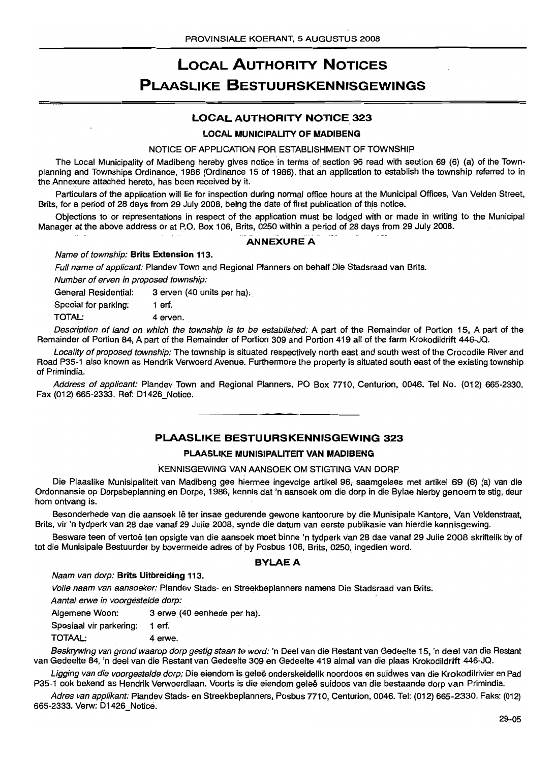# LOCAL AUTHORITY NOTICES
# PLAASLIKE BESTUURSKENNISGEWINGS

## LOCAL AUTHORITY NOTICE 323

### LOCAL MUNICIPALITY OF MADIBENG

NOTICE OF APPLICATION FOR ESTABLISHMENT OF TOWNSHIP

The Local Municipality of Madibeng hereby gives notice in terms of section 96 read with section 69 (6) (a) of the Town-planning and Townships Ordinance, 1986 (Ordinance 15 of 1986), that an application to establish the township referred to in the Annexure attached hereto, has been received by it.

Particulars of the application will lie for inspection during normal office hours at the Municipal Offices, Van Velden Street, Brits, for a period of 28 days from 29 July 2008, being the date of first publication of this notice.

Objections to or representations in respect of the application must be lodged with or made in writing to the Municipal Manager at the above address or at P.O. Box 106, Brits, 0250 within a period of 28 days from 29 July 2008.

### ANNEXURE A

*Name of township:* **Brits Extension 113.**

*Full name of applicant:* Plandev Town and Regional Planners on behalf Die Stadsraad van Brits.

*Number of erven in proposed township:*

General Residential: 3 erven (40 units per ha).

Special for parking: 1 erf.

TOTAL: 4 erven.

*Description of land on which the township is to be established:* A part of the Remainder of Portion 15, A part of the Remainder of Portion 84, A part of the Remainder of Portion 309 and Portion 419 all of the farm Krokodildrift 446-JQ.

*Locality of proposed township:* The township is situated respectively north east and south west of the Crocodile River and Road P35-1 also known as Hendrik Verwoerd Avenue. Furthermore the property is situated south east of the existing township of Primindia.

*Address of applicant:* Plandev Town and Regional Planners, PO Box 7710, Centurion, 0046. Tel No. (012) 665-2330. Fax (012) 665-2333. Ref: D1426_Notice.

---

## PLAASLIKE BESTUURSKENNISGEWING 323

### PLAASLIKE MUNISIPALITEIT VAN MADIBENG

KENNISGEWING VAN AANSOEK OM STIGTING VAN DORP

Die Plaaslike Munisipaliteit van Madibeng gee hiermee ingevolge artikel 96, saamgelees met artikel 69 (6) (a) van die Ordonnansie op Dorpsbeplanning en Dorpe, 1986, kennis dat 'n aansoek om die dorp in die Bylae hierby genoem te stig, deur hom ontvang is.

Besonderhede van die aansoek lê ter insae gedurende gewone kantoorure by die Munisipale Kantore, Van Veldenstraat, Brits, vir 'n tydperk van 28 dae vanaf 29 Julie 2008, synde die datum van eerste publikasie van hierdie kennisgewing.

Besware teen of vertoë ten opsigte van die aansoek moet binne 'n tydperk van 28 dae vanaf 29 Julie 2008 skriftelik by of tot die Munisipale Bestuurder by bovermelde adres of by Posbus 106, Brits, 0250, ingedien word.

### BYLAE A

*Naam van dorp:* **Brits Uitbreiding 113.**

*Volle naam van aansoeker:* Plandev Stads- en Streekbeplanners namens Die Stadsraad van Brits.

*Aantal erwe in voorgestelde dorp:*

Algemene Woon: 3 erwe (40 eenhede per ha).

Spesiaal vir parkering: 1 erf.

TOTAAL: 4 erwe.

*Beskrywing van grond waarop dorp gestig staan te word:* 'n Deel van die Restant van Gedeelte 15, 'n deel van die Restant van Gedeelte 84, 'n deel van die Restant van Gedeelte 309 en Gedeelte 419 almal van die plaas Krokodildrift 446-JQ.

*Ligging van die voorgestelde dorp:* Die eiendom is geleë onderskeidelik noordoos en suidwes van die Krokodilrivier en Pad P35-1 ook bekend as Hendrik Verwoerdlaan. Voorts is die eiendom geleë suidoos van die bestaande dorp van Primindia.

*Adres van applikant:* Plandev Stads- en Streekbeplanners, Posbus 7710, Centurion, 0046. Tel: (012) 665-2330. Faks: (012) 665-2333. Verw: D1426_Notice.

29–05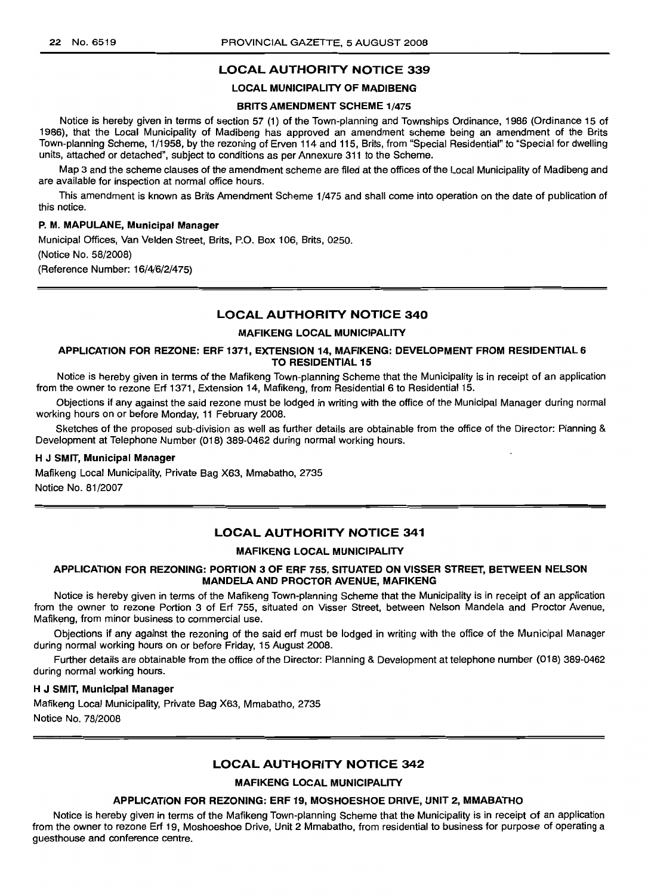## LOCAL AUTHORITY NOTICE 339

### LOCAL MUNICIPALITY OF MADIBENG

#### BRITS AMENDMENT SCHEME 1/475

Notice is hereby given in terms of section 57 (1) of the Town-planning and Townships Ordinance, 1986 (Ordinance 15 of 1986), that the Local Municipality of Madibeng has approved an amendment scheme being an amendment of the Brits Town-planning Scheme, 1/1958, by the rezoning of Erven 114 and 115, Brits, from "Special Residential" to "Special for dwelling units, attached or detached", subject to conditions as per Annexure 311 to the Scheme.

Map 3 and the scheme clauses of the amendment scheme are filed at the offices of the Local Municipality of Madibeng and are available for inspection at normal office hours.

This amendment is known as Brits Amendment Scheme 1/475 and shall come into operation on the date of publication of this notice.

**P. M. MAPULANE, Municipal Manager**

Municipal Offices, Van Velden Street, Brits, P.O. Box 106, Brits, 0250.

(Notice No. 58/2008)

(Reference Number: 16/4/6/2/475)

---

## LOCAL AUTHORITY NOTICE 340

### MAFIKENG LOCAL MUNICIPALITY

#### APPLICATION FOR REZONE: ERF 1371, EXTENSION 14, MAFIKENG: DEVELOPMENT FROM RESIDENTIAL 6 TO RESIDENTIAL 15

Notice is hereby given in terms of the Mafikeng Town-planning Scheme that the Municipality is in receipt of an application from the owner to rezone Erf 1371, Extension 14, Mafikeng, from Residential 6 to Residential 15.

Objections if any against the said rezone must be lodged in writing with the office of the Municipal Manager during normal working hours on or before Monday, 11 February 2008.

Sketches of the proposed sub-division as well as further details are obtainable from the office of the Director: Planning & Development at Telephone Number (018) 389-0462 during normal working hours.

**H J SMIT, Municipal Manager**

Mafikeng Local Municipality, Private Bag X63, Mmabatho, 2735

Notice No. 81/2007

---

## LOCAL AUTHORITY NOTICE 341

### MAFIKENG LOCAL MUNICIPALITY

#### APPLICATION FOR REZONING: PORTION 3 OF ERF 755, SITUATED ON VISSER STREET, BETWEEN NELSON MANDELA AND PROCTOR AVENUE, MAFIKENG

Notice is hereby given in terms of the Mafikeng Town-planning Scheme that the Municipality is in receipt of an application from the owner to rezone Portion 3 of Erf 755, situated on Visser Street, between Nelson Mandela and Proctor Avenue, Mafikeng, from minor business to commercial use.

Objections if any against the rezoning of the said erf must be lodged in writing with the office of the Municipal Manager during normal working hours on or before Friday, 15 August 2008.

Further details are obtainable from the office of the Director: Planning & Development at telephone number (018) 389-0462 during normal working hours.

**H J SMIT, Municipal Manager**

Mafikeng Local Municipality, Private Bag X63, Mmabatho, 2735

Notice No. 78/2008

---

## LOCAL AUTHORITY NOTICE 342

### MAFIKENG LOCAL MUNICIPALITY

#### APPLICATION FOR REZONING: ERF 19, MOSHOESHOE DRIVE, UNIT 2, MMABATHO

Notice is hereby given in terms of the Mafikeng Town-planning Scheme that the Municipality is in receipt of an application from the owner to rezone Erf 19, Moshoeshoe Drive, Unit 2 Mmabatho, from residential to business for purpose of operating a guesthouse and conference centre.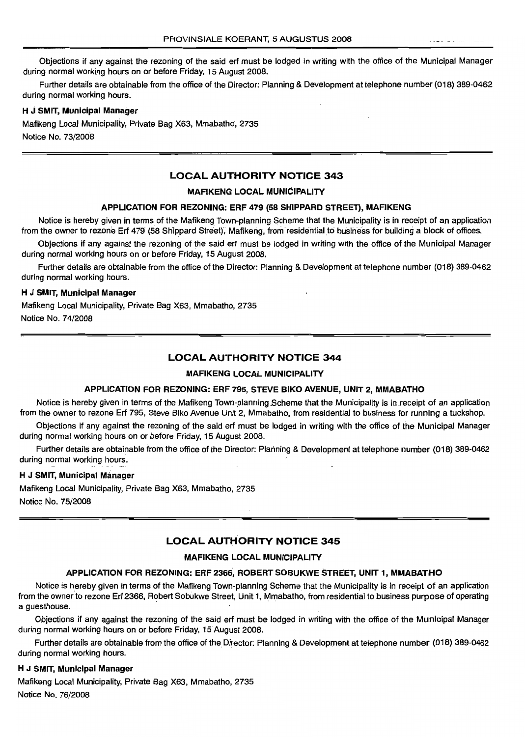Objections if any against the rezoning of the said erf must be lodged in writing with the office of the Municipal Manager during normal working hours on or before Friday, 15 August 2008.

Further details are obtainable from the office of the Director: Planning & Development at telephone number (018) 389-0462 during normal working hours.

**H J SMIT, Municipal Manager**

Mafikeng Local Municipality, Private Bag X63, Mmabatho, 2735

Notice No. 73/2008

## LOCAL AUTHORITY NOTICE 343

### MAFIKENG LOCAL MUNICIPALITY

### APPLICATION FOR REZONING: ERF 479 (58 SHIPPARD STREET), MAFIKENG

Notice is hereby given in terms of the Mafikeng Town-planning Scheme that the Municipality is in receipt of an application from the owner to rezone Erf 479 (58 Shippard Street), Mafikeng, from residential to business for building a block of offices.

Objections if any against the rezoning of the said erf must be lodged in writing with the office of the Municipal Manager during normal working hours on or before Friday, 15 August 2008.

Further details are obtainable from the office of the Director: Planning & Development at telephone number (018) 389-0462 during normal working hours.

**H J SMIT, Municipal Manager**

Mafikeng Local Municipality, Private Bag X63, Mmabatho, 2735

Notice No. 74/2008

## LOCAL AUTHORITY NOTICE 344

### MAFIKENG LOCAL MUNICIPALITY

### APPLICATION FOR REZONING: ERF 795, STEVE BIKO AVENUE, UNIT 2, MMABATHO

Notice is hereby given in terms of the Mafikeng Town-planning Scheme that the Municipality is in receipt of an application from the owner to rezone Erf 795, Steve Biko Avenue Unit 2, Mmabatho, from residential to business for running a tuckshop.

Objections if any against the rezoning of the said erf must be lodged in writing with the office of the Municipal Manager during normal working hours on or before Friday, 15 August 2008.

Further details are obtainable from the office of the Director: Planning & Development at telephone number (018) 389-0462 during normal working hours.

**H J SMIT, Municipal Manager**

Mafikeng Local Municipality, Private Bag X63, Mmabatho, 2735

Notice No. 75/2008

## LOCAL AUTHORITY NOTICE 345

### MAFIKENG LOCAL MUNICIPALITY

### APPLICATION FOR REZONING: ERF 2366, ROBERT SOBUKWE STREET, UNIT 1, MMABATHO

Notice is hereby given in terms of the Mafikeng Town-planning Scheme that the Municipality is in receipt of an application from the owner to rezone Erf 2366, Robert Sobukwe Street, Unit 1, Mmabatho, from residential to business purpose of operating a guesthouse.

Objections if any against the rezoning of the said erf must be lodged in writing with the office of the Municipal Manager during normal working hours on or before Friday, 15 August 2008.

Further details are obtainable from the office of the Director: Planning & Development at telephone number (018) 389-0462 during normal working hours.

**H J SMIT, Municipal Manager**

Mafikeng Local Municipality, Private Bag X63, Mmabatho, 2735

Notice No. 76/2008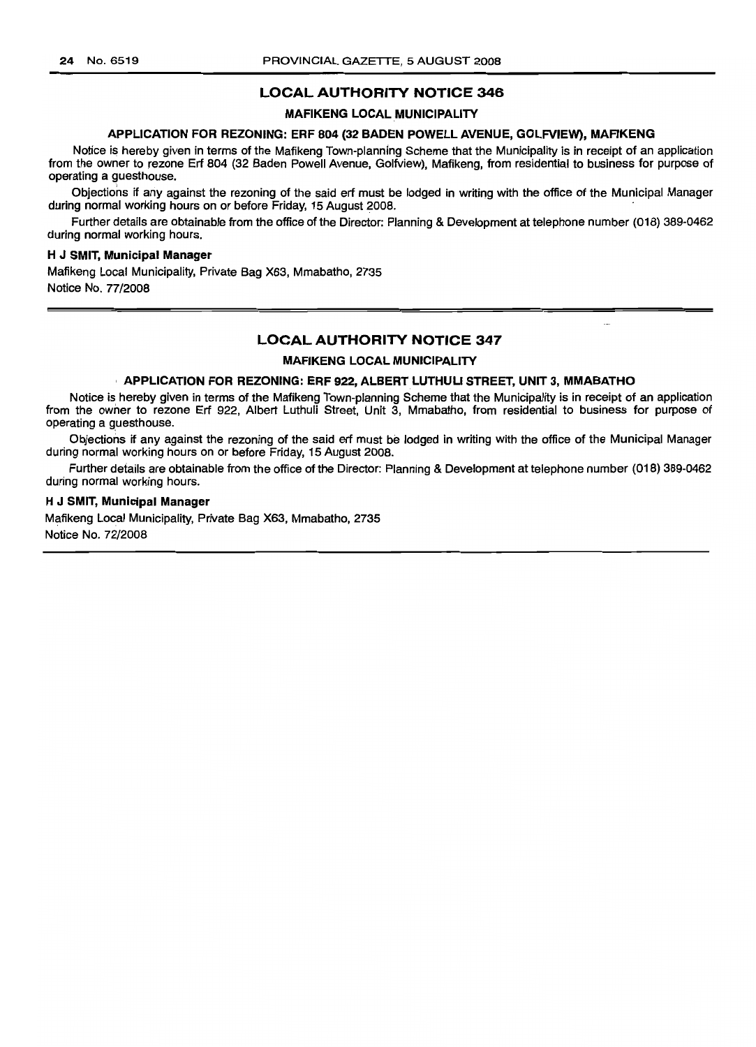## LOCAL AUTHORITY NOTICE 346

### MAFIKENG LOCAL MUNICIPALITY

#### APPLICATION FOR REZONING: ERF 804 (32 BADEN POWELL AVENUE, GOLFVIEW), MAFIKENG

Notice is hereby given in terms of the Mafikeng Town-planning Scheme that the Municipality is in receipt of an application from the owner to rezone Erf 804 (32 Baden Powell Avenue, Golfview), Mafikeng, from residential to business for purpose of operating a guesthouse.

Objections if any against the rezoning of the said erf must be lodged in writing with the office of the Municipal Manager during normal working hours on or before Friday, 15 August 2008.

Further details are obtainable from the office of the Director: Planning & Development at telephone number (018) 389-0462 during normal working hours.

**H J SMIT, Municipal Manager**

Mafikeng Local Municipality, Private Bag X63, Mmabatho, 2735
Notice No. 77/2008

---

## LOCAL AUTHORITY NOTICE 347

### MAFIKENG LOCAL MUNICIPALITY

#### APPLICATION FOR REZONING: ERF 922, ALBERT LUTHULI STREET, UNIT 3, MMABATHO

Notice is hereby given in terms of the Mafikeng Town-planning Scheme that the Municipality is in receipt of an application from the owner to rezone Erf 922, Albert Luthuli Street, Unit 3, Mmabatho, from residential to business for purpose of operating a guesthouse.

Objections if any against the rezoning of the said erf must be lodged in writing with the office of the Municipal Manager during normal working hours on or before Friday, 15 August 2008.

Further details are obtainable from the office of the Director: Planning & Development at telephone number (018) 389-0462 during normal working hours.

**H J SMIT, Municipal Manager**

Mafikeng Local Municipality, Private Bag X63, Mmabatho, 2735
Notice No. 72/2008